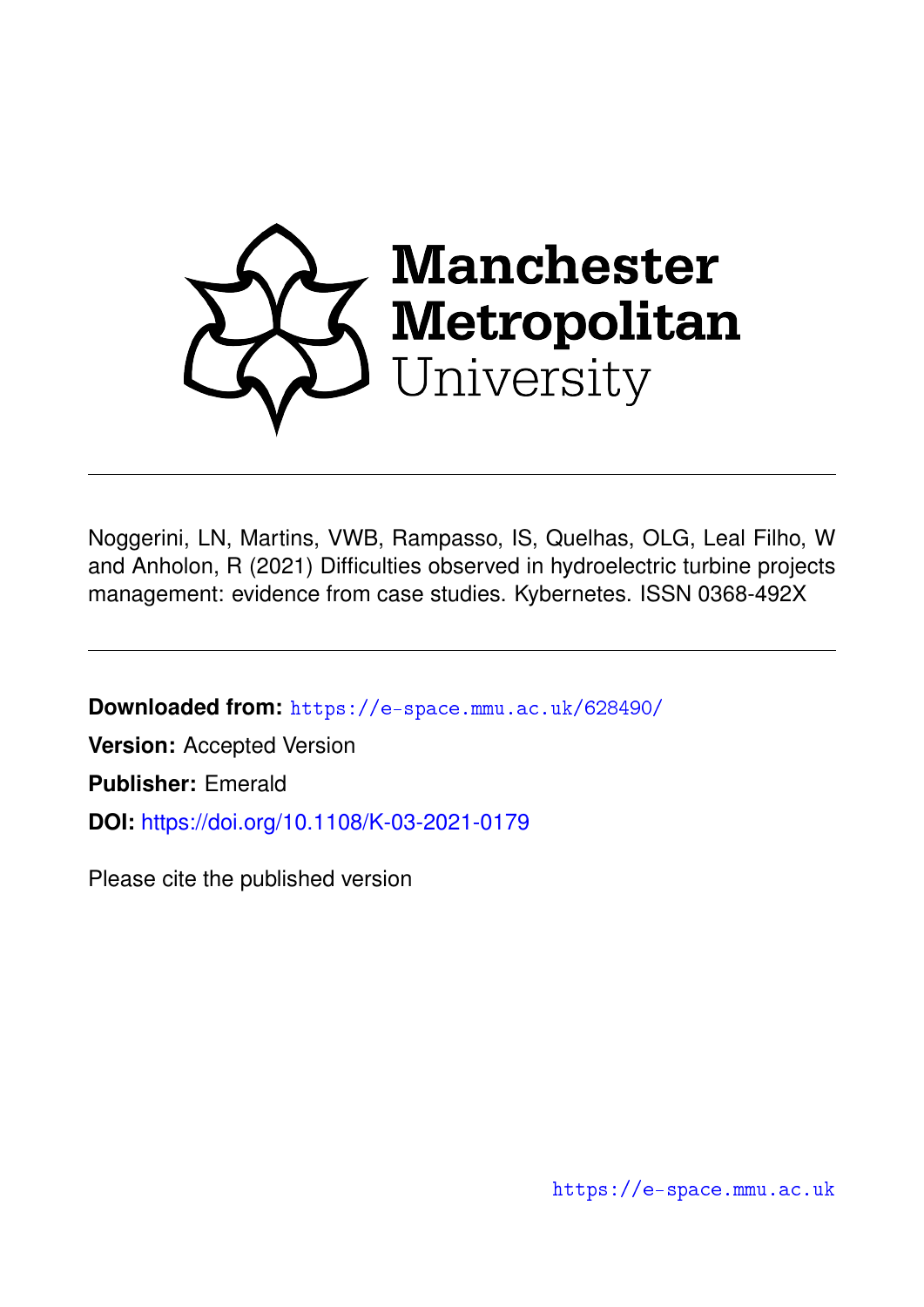Manchester Metropolitan University

Noggerini, LN, Martins, VWB, Rampasso, IS, Quelhas, OLG, Leal Filho, W and Anholon, R (2021) Difficulties observed in hydroelectric turbine projects management: evidence from case studies. Kybernetes. ISSN 0368-492X

**Downloaded from:** https://e-space.mmu.ac.uk/628490/

**Version:** Accepted Version

**Publisher:** Emerald

**DOI:** https://doi.org/10.1108/K-03-2021-0179

Please cite the published version

https://e-space.mmu.ac.uk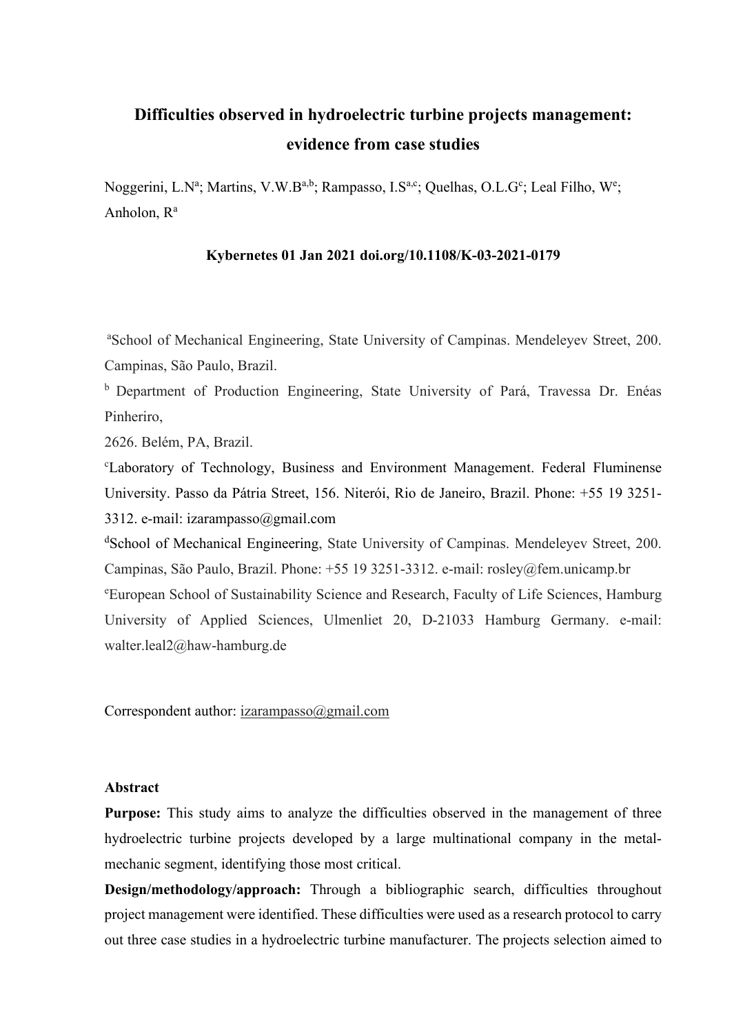# Difficulties observed in hydroelectric turbine projects management: evidence from case studies

Noggerini, L.N[a]; Martins, V.W.B[a,b]; Rampasso, I.S[a,c]; Quelhas, O.L.G[c]; Leal Filho, W[e]; Anholon, R[a]

**Kybernetes 01 Jan 2021 doi.org/10.1108/K-03-2021-0179**

[a]School of Mechanical Engineering, State University of Campinas. Mendeleyev Street, 200. Campinas, São Paulo, Brazil.

[b] Department of Production Engineering, State University of Pará, Travessa Dr. Enéas Pinheriro,

2626. Belém, PA, Brazil.

[c]Laboratory of Technology, Business and Environment Management. Federal Fluminense University. Passo da Pátria Street, 156. Niterói, Rio de Janeiro, Brazil. Phone: +55 19 3251-3312. e-mail: izarampasso@gmail.com

[d]School of Mechanical Engineering, State University of Campinas. Mendeleyev Street, 200. Campinas, São Paulo, Brazil. Phone: +55 19 3251-3312. e-mail: rosley@fem.unicamp.br

[e]European School of Sustainability Science and Research, Faculty of Life Sciences, Hamburg University of Applied Sciences, Ulmenliet 20, D-21033 Hamburg Germany. e-mail: walter.leal2@haw-hamburg.de

Correspondent author: izarampasso@gmail.com

**Abstract**

**Purpose:** This study aims to analyze the difficulties observed in the management of three hydroelectric turbine projects developed by a large multinational company in the metal-mechanic segment, identifying those most critical.

**Design/methodology/approach:** Through a bibliographic search, difficulties throughout project management were identified. These difficulties were used as a research protocol to carry out three case studies in a hydroelectric turbine manufacturer. The projects selection aimed to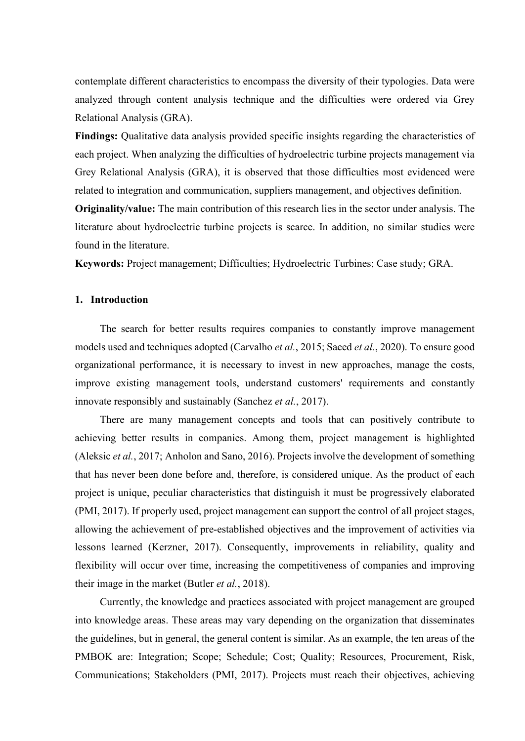contemplate different characteristics to encompass the diversity of their typologies. Data were analyzed through content analysis technique and the difficulties were ordered via Grey Relational Analysis (GRA).

**Findings:** Qualitative data analysis provided specific insights regarding the characteristics of each project. When analyzing the difficulties of hydroelectric turbine projects management via Grey Relational Analysis (GRA), it is observed that those difficulties most evidenced were related to integration and communication, suppliers management, and objectives definition.

**Originality/value:** The main contribution of this research lies in the sector under analysis. The literature about hydroelectric turbine projects is scarce. In addition, no similar studies were found in the literature.

**Keywords:** Project management; Difficulties; Hydroelectric Turbines; Case study; GRA.

## 1. Introduction

The search for better results requires companies to constantly improve management models used and techniques adopted (Carvalho *et al.*, 2015; Saeed *et al.*, 2020). To ensure good organizational performance, it is necessary to invest in new approaches, manage the costs, improve existing management tools, understand customers' requirements and constantly innovate responsibly and sustainably (Sanchez *et al.*, 2017).

There are many management concepts and tools that can positively contribute to achieving better results in companies. Among them, project management is highlighted (Aleksic *et al.*, 2017; Anholon and Sano, 2016). Projects involve the development of something that has never been done before and, therefore, is considered unique. As the product of each project is unique, peculiar characteristics that distinguish it must be progressively elaborated (PMI, 2017). If properly used, project management can support the control of all project stages, allowing the achievement of pre-established objectives and the improvement of activities via lessons learned (Kerzner, 2017). Consequently, improvements in reliability, quality and flexibility will occur over time, increasing the competitiveness of companies and improving their image in the market (Butler *et al.*, 2018).

Currently, the knowledge and practices associated with project management are grouped into knowledge areas. These areas may vary depending on the organization that disseminates the guidelines, but in general, the general content is similar. As an example, the ten areas of the PMBOK are: Integration; Scope; Schedule; Cost; Quality; Resources, Procurement, Risk, Communications; Stakeholders (PMI, 2017). Projects must reach their objectives, achieving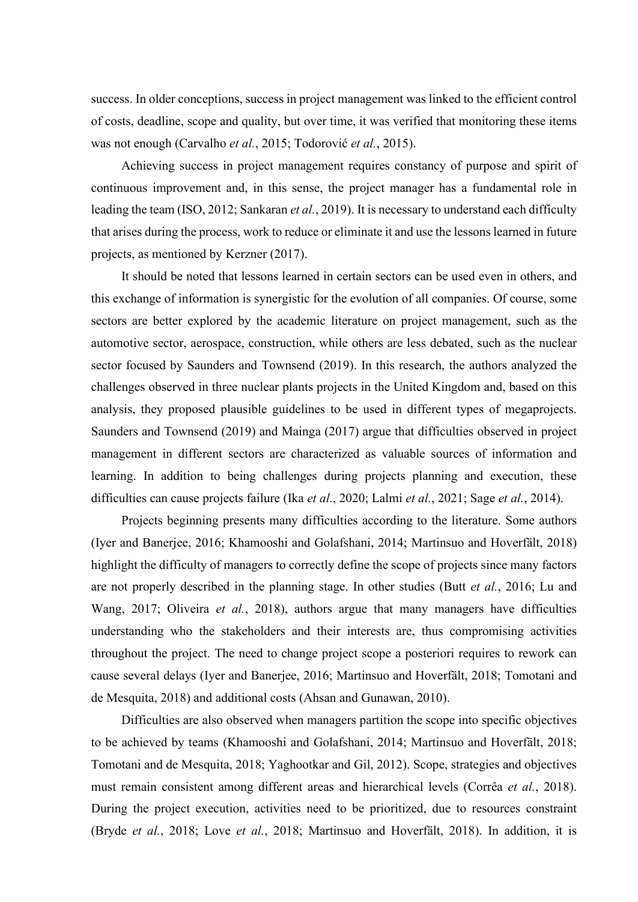success. In older conceptions, success in project management was linked to the efficient control of costs, deadline, scope and quality, but over time, it was verified that monitoring these items was not enough (Carvalho *et al.*, 2015; Todorović *et al.*, 2015).

Achieving success in project management requires constancy of purpose and spirit of continuous improvement and, in this sense, the project manager has a fundamental role in leading the team (ISO, 2012; Sankaran *et al.*, 2019). It is necessary to understand each difficulty that arises during the process, work to reduce or eliminate it and use the lessons learned in future projects, as mentioned by Kerzner (2017).

It should be noted that lessons learned in certain sectors can be used even in others, and this exchange of information is synergistic for the evolution of all companies. Of course, some sectors are better explored by the academic literature on project management, such as the automotive sector, aerospace, construction, while others are less debated, such as the nuclear sector focused by Saunders and Townsend (2019). In this research, the authors analyzed the challenges observed in three nuclear plants projects in the United Kingdom and, based on this analysis, they proposed plausible guidelines to be used in different types of megaprojects. Saunders and Townsend (2019) and Mainga (2017) argue that difficulties observed in project management in different sectors are characterized as valuable sources of information and learning. In addition to being challenges during projects planning and execution, these difficulties can cause projects failure (Ika *et al.*, 2020; Lalmi *et al.*, 2021; Sage *et al.*, 2014).

Projects beginning presents many difficulties according to the literature. Some authors (Iyer and Banerjee, 2016; Khamooshi and Golafshani, 2014; Martinsuo and Hoverfält, 2018) highlight the difficulty of managers to correctly define the scope of projects since many factors are not properly described in the planning stage. In other studies (Butt *et al.*, 2016; Lu and Wang, 2017; Oliveira *et al.*, 2018), authors argue that many managers have difficulties understanding who the stakeholders and their interests are, thus compromising activities throughout the project. The need to change project scope a posteriori requires to rework can cause several delays (Iyer and Banerjee, 2016; Martinsuo and Hoverfält, 2018; Tomotani and de Mesquita, 2018) and additional costs (Ahsan and Gunawan, 2010).

Difficulties are also observed when managers partition the scope into specific objectives to be achieved by teams (Khamooshi and Golafshani, 2014; Martinsuo and Hoverfält, 2018; Tomotani and de Mesquita, 2018; Yaghootkar and Gil, 2012). Scope, strategies and objectives must remain consistent among different areas and hierarchical levels (Corrêa *et al.*, 2018). During the project execution, activities need to be prioritized, due to resources constraint (Bryde *et al.*, 2018; Love *et al.*, 2018; Martinsuo and Hoverfält, 2018). In addition, it is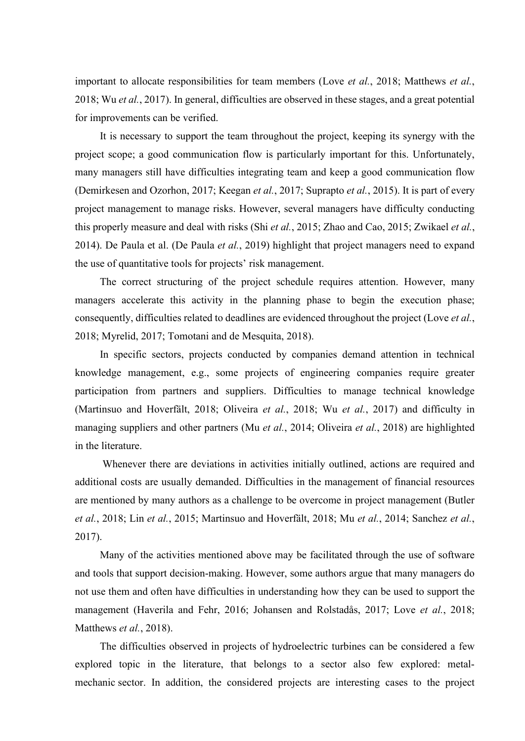important to allocate responsibilities for team members (Love *et al.*, 2018; Matthews *et al.*, 2018; Wu *et al.*, 2017). In general, difficulties are observed in these stages, and a great potential for improvements can be verified.

It is necessary to support the team throughout the project, keeping its synergy with the project scope; a good communication flow is particularly important for this. Unfortunately, many managers still have difficulties integrating team and keep a good communication flow (Demirkesen and Ozorhon, 2017; Keegan *et al.*, 2017; Suprapto *et al.*, 2015). It is part of every project management to manage risks. However, several managers have difficulty conducting this properly measure and deal with risks (Shi *et al.*, 2015; Zhao and Cao, 2015; Zwikael *et al.*, 2014). De Paula et al. (De Paula *et al.*, 2019) highlight that project managers need to expand the use of quantitative tools for projects' risk management.

The correct structuring of the project schedule requires attention. However, many managers accelerate this activity in the planning phase to begin the execution phase; consequently, difficulties related to deadlines are evidenced throughout the project (Love *et al.*, 2018; Myrelid, 2017; Tomotani and de Mesquita, 2018).

In specific sectors, projects conducted by companies demand attention in technical knowledge management, e.g., some projects of engineering companies require greater participation from partners and suppliers. Difficulties to manage technical knowledge (Martinsuo and Hoverfält, 2018; Oliveira *et al.*, 2018; Wu *et al.*, 2017) and difficulty in managing suppliers and other partners (Mu *et al.*, 2014; Oliveira *et al.*, 2018) are highlighted in the literature.

Whenever there are deviations in activities initially outlined, actions are required and additional costs are usually demanded. Difficulties in the management of financial resources are mentioned by many authors as a challenge to be overcome in project management (Butler *et al.*, 2018; Lin *et al.*, 2015; Martinsuo and Hoverfält, 2018; Mu *et al.*, 2014; Sanchez *et al.*, 2017).

Many of the activities mentioned above may be facilitated through the use of software and tools that support decision-making. However, some authors argue that many managers do not use them and often have difficulties in understanding how they can be used to support the management (Haverila and Fehr, 2016; Johansen and Rolstadås, 2017; Love *et al.*, 2018; Matthews *et al.*, 2018).

The difficulties observed in projects of hydroelectric turbines can be considered a few explored topic in the literature, that belongs to a sector also few explored: metal-mechanic sector. In addition, the considered projects are interesting cases to the project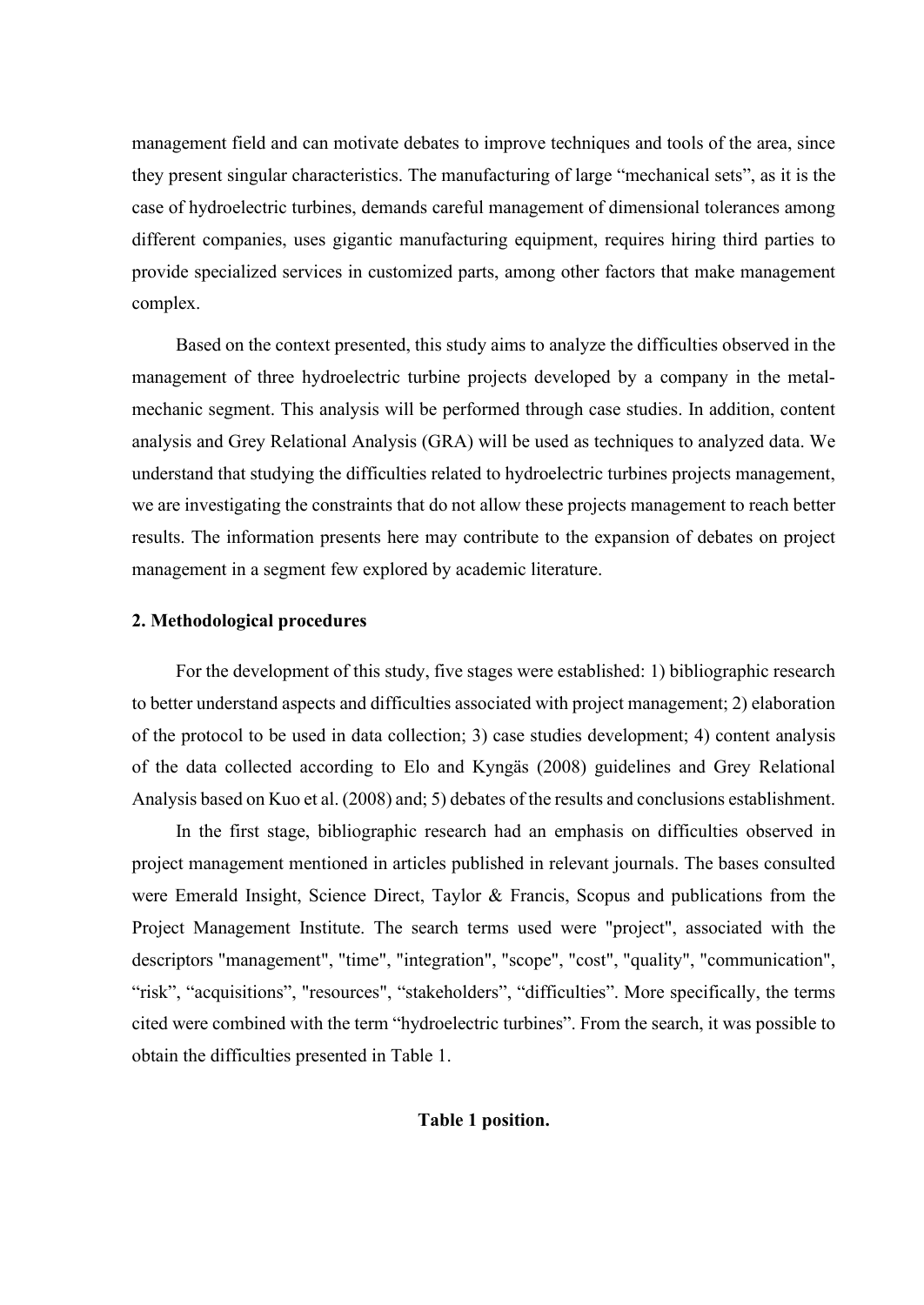management field and can motivate debates to improve techniques and tools of the area, since they present singular characteristics. The manufacturing of large "mechanical sets", as it is the case of hydroelectric turbines, demands careful management of dimensional tolerances among different companies, uses gigantic manufacturing equipment, requires hiring third parties to provide specialized services in customized parts, among other factors that make management complex.

Based on the context presented, this study aims to analyze the difficulties observed in the management of three hydroelectric turbine projects developed by a company in the metal-mechanic segment. This analysis will be performed through case studies. In addition, content analysis and Grey Relational Analysis (GRA) will be used as techniques to analyzed data. We understand that studying the difficulties related to hydroelectric turbines projects management, we are investigating the constraints that do not allow these projects management to reach better results. The information presents here may contribute to the expansion of debates on project management in a segment few explored by academic literature.

## 2. Methodological procedures

For the development of this study, five stages were established: 1) bibliographic research to better understand aspects and difficulties associated with project management; 2) elaboration of the protocol to be used in data collection; 3) case studies development; 4) content analysis of the data collected according to Elo and Kyngäs (2008) guidelines and Grey Relational Analysis based on Kuo et al. (2008) and; 5) debates of the results and conclusions establishment.

In the first stage, bibliographic research had an emphasis on difficulties observed in project management mentioned in articles published in relevant journals. The bases consulted were Emerald Insight, Science Direct, Taylor & Francis, Scopus and publications from the Project Management Institute. The search terms used were "project", associated with the descriptors "management", "time", "integration", "scope", "cost", "quality", "communication", "risk", "acquisitions", "resources", "stakeholders", "difficulties". More specifically, the terms cited were combined with the term "hydroelectric turbines". From the search, it was possible to obtain the difficulties presented in Table 1.

**Table 1 position.**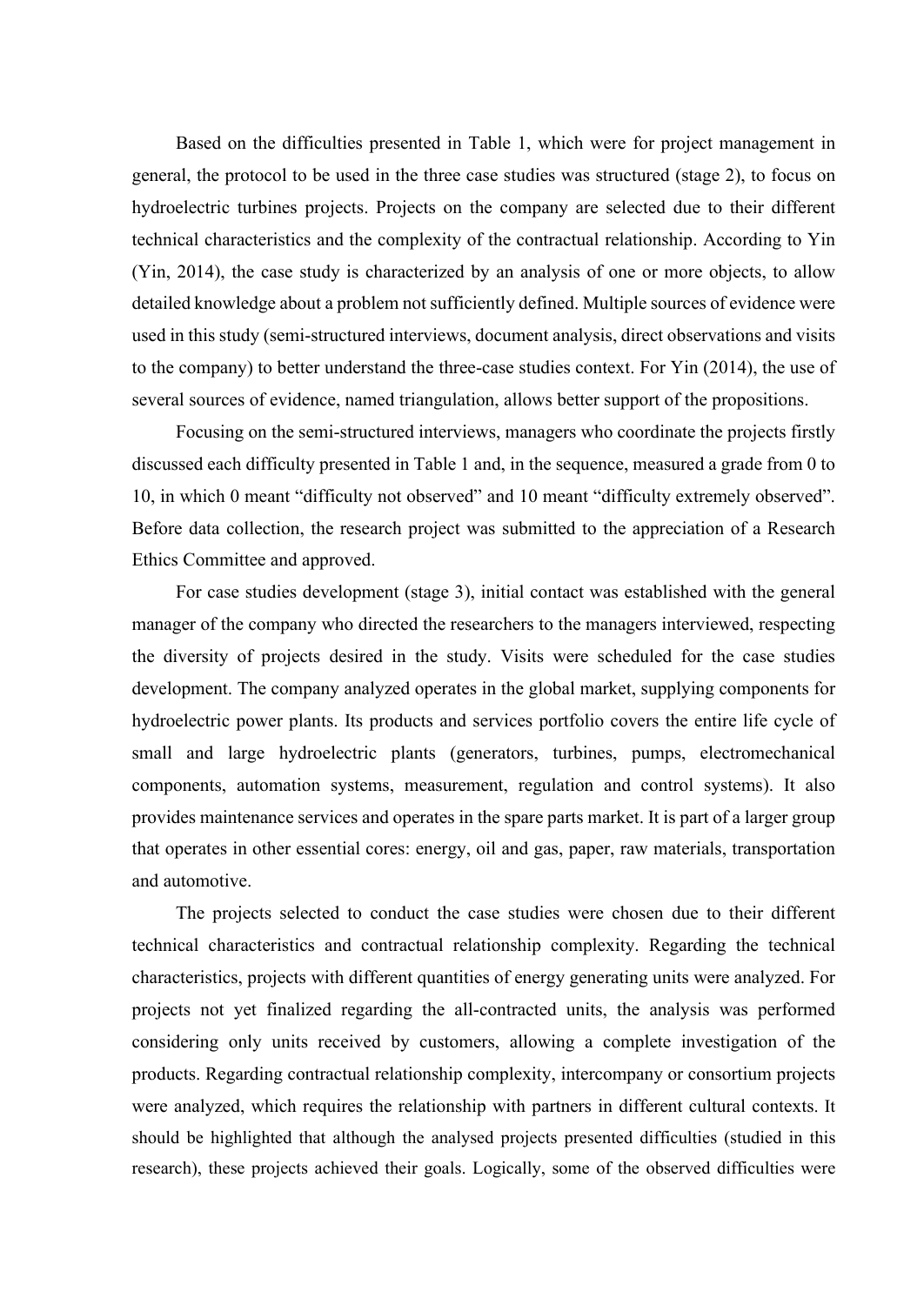Based on the difficulties presented in Table 1, which were for project management in general, the protocol to be used in the three case studies was structured (stage 2), to focus on hydroelectric turbines projects. Projects on the company are selected due to their different technical characteristics and the complexity of the contractual relationship. According to Yin (Yin, 2014), the case study is characterized by an analysis of one or more objects, to allow detailed knowledge about a problem not sufficiently defined. Multiple sources of evidence were used in this study (semi-structured interviews, document analysis, direct observations and visits to the company) to better understand the three-case studies context. For Yin (2014), the use of several sources of evidence, named triangulation, allows better support of the propositions.

Focusing on the semi-structured interviews, managers who coordinate the projects firstly discussed each difficulty presented in Table 1 and, in the sequence, measured a grade from 0 to 10, in which 0 meant "difficulty not observed" and 10 meant "difficulty extremely observed". Before data collection, the research project was submitted to the appreciation of a Research Ethics Committee and approved.

For case studies development (stage 3), initial contact was established with the general manager of the company who directed the researchers to the managers interviewed, respecting the diversity of projects desired in the study. Visits were scheduled for the case studies development. The company analyzed operates in the global market, supplying components for hydroelectric power plants. Its products and services portfolio covers the entire life cycle of small and large hydroelectric plants (generators, turbines, pumps, electromechanical components, automation systems, measurement, regulation and control systems). It also provides maintenance services and operates in the spare parts market. It is part of a larger group that operates in other essential cores: energy, oil and gas, paper, raw materials, transportation and automotive.

The projects selected to conduct the case studies were chosen due to their different technical characteristics and contractual relationship complexity. Regarding the technical characteristics, projects with different quantities of energy generating units were analyzed. For projects not yet finalized regarding the all-contracted units, the analysis was performed considering only units received by customers, allowing a complete investigation of the products. Regarding contractual relationship complexity, intercompany or consortium projects were analyzed, which requires the relationship with partners in different cultural contexts. It should be highlighted that although the analysed projects presented difficulties (studied in this research), these projects achieved their goals. Logically, some of the observed difficulties were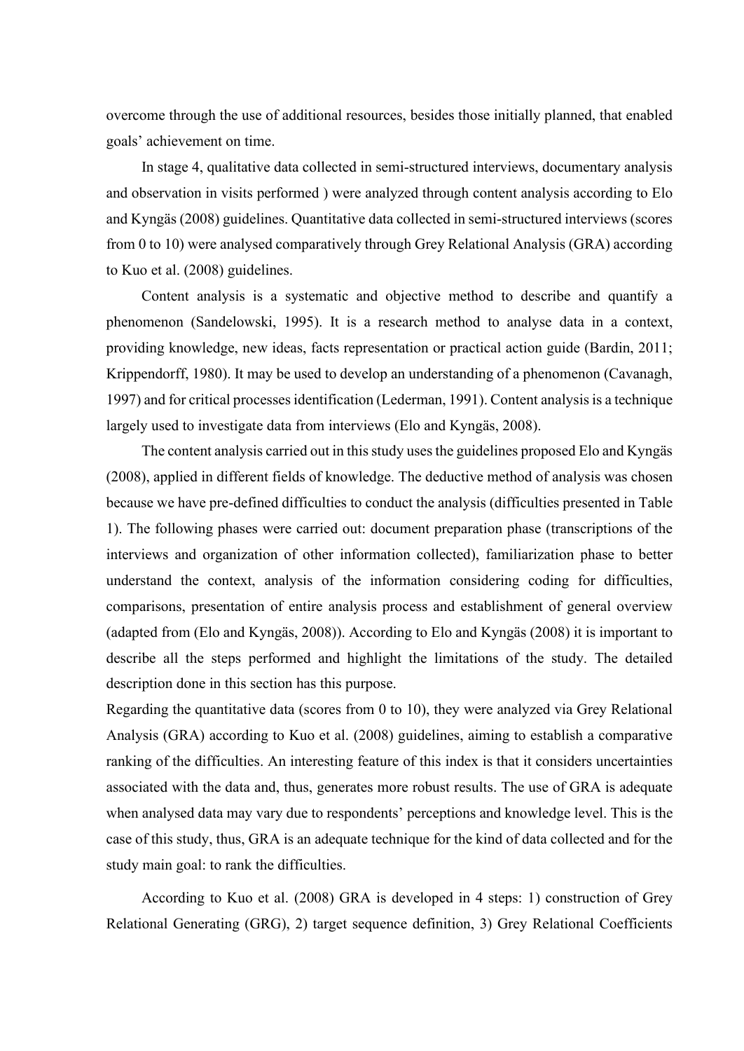overcome through the use of additional resources, besides those initially planned, that enabled goals' achievement on time.

In stage 4, qualitative data collected in semi-structured interviews, documentary analysis and observation in visits performed ) were analyzed through content analysis according to Elo and Kyngäs (2008) guidelines. Quantitative data collected in semi-structured interviews (scores from 0 to 10) were analysed comparatively through Grey Relational Analysis (GRA) according to Kuo et al. (2008) guidelines.

Content analysis is a systematic and objective method to describe and quantify a phenomenon (Sandelowski, 1995). It is a research method to analyse data in a context, providing knowledge, new ideas, facts representation or practical action guide (Bardin, 2011; Krippendorff, 1980). It may be used to develop an understanding of a phenomenon (Cavanagh, 1997) and for critical processes identification (Lederman, 1991). Content analysis is a technique largely used to investigate data from interviews (Elo and Kyngäs, 2008).

The content analysis carried out in this study uses the guidelines proposed Elo and Kyngäs (2008), applied in different fields of knowledge. The deductive method of analysis was chosen because we have pre-defined difficulties to conduct the analysis (difficulties presented in Table 1). The following phases were carried out: document preparation phase (transcriptions of the interviews and organization of other information collected), familiarization phase to better understand the context, analysis of the information considering coding for difficulties, comparisons, presentation of entire analysis process and establishment of general overview (adapted from (Elo and Kyngäs, 2008)). According to Elo and Kyngäs (2008) it is important to describe all the steps performed and highlight the limitations of the study. The detailed description done in this section has this purpose.

Regarding the quantitative data (scores from 0 to 10), they were analyzed via Grey Relational Analysis (GRA) according to Kuo et al. (2008) guidelines, aiming to establish a comparative ranking of the difficulties. An interesting feature of this index is that it considers uncertainties associated with the data and, thus, generates more robust results. The use of GRA is adequate when analysed data may vary due to respondents' perceptions and knowledge level. This is the case of this study, thus, GRA is an adequate technique for the kind of data collected and for the study main goal: to rank the difficulties.

According to Kuo et al. (2008) GRA is developed in 4 steps: 1) construction of Grey Relational Generating (GRG), 2) target sequence definition, 3) Grey Relational Coefficients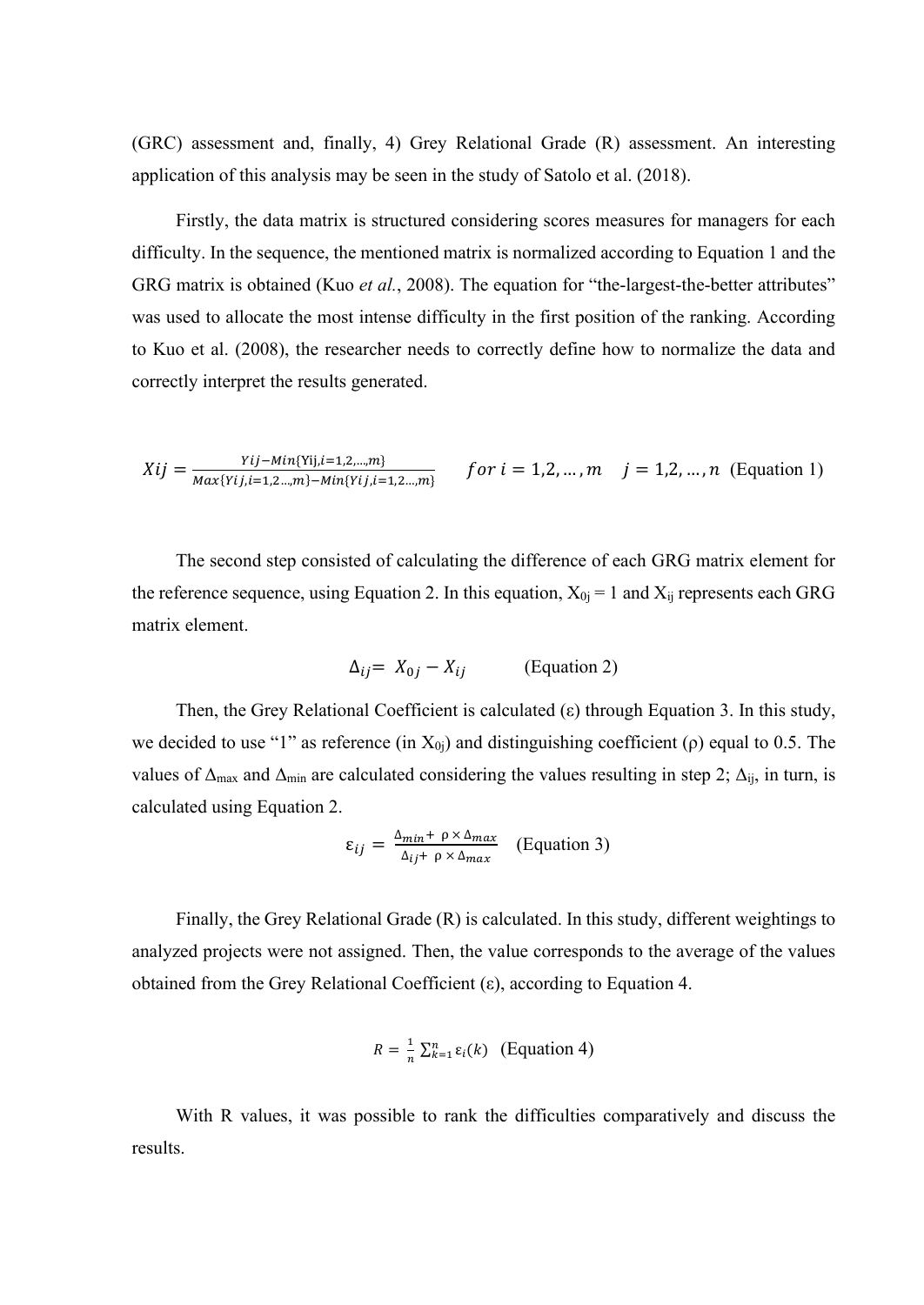(GRC) assessment and, finally, 4) Grey Relational Grade (R) assessment. An interesting application of this analysis may be seen in the study of Satolo et al. (2018).

Firstly, the data matrix is structured considering scores measures for managers for each difficulty. In the sequence, the mentioned matrix is normalized according to Equation 1 and the GRG matrix is obtained (Kuo *et al.*, 2008). The equation for "the-largest-the-better attributes" was used to allocate the most intense difficulty in the first position of the ranking. According to Kuo et al. (2008), the researcher needs to correctly define how to normalize the data and correctly interpret the results generated.

$$Xij = \frac{Yij - Min\{\text{Yij}, i=1,2,\ldots,m\}}{Max\{Yij, i=1,2\ldots,m\} - Min\{Yij, i=1,2\ldots,m\}} \qquad for\ i = 1,2,\ldots,m \quad j = 1,2,\ldots,n \quad \text{(Equation 1)}$$

The second step consisted of calculating the difference of each GRG matrix element for the reference sequence, using Equation 2. In this equation, $X_{0j} = 1$ and $X_{ij}$ represents each GRG matrix element.

$$\Delta_{ij} = X_{0j} - X_{ij} \qquad \text{(Equation 2)}$$

Then, the Grey Relational Coefficient is calculated ($\varepsilon$) through Equation 3. In this study, we decided to use "1" as reference (in $X_{0j}$) and distinguishing coefficient ($\rho$) equal to 0.5. The values of $\Delta_{max}$ and $\Delta_{min}$ are calculated considering the values resulting in step 2; $\Delta_{ij}$, in turn, is calculated using Equation 2.

$$\varepsilon_{ij} = \frac{\Delta_{min} + \rho \times \Delta_{max}}{\Delta_{ij} + \rho \times \Delta_{max}} \qquad \text{(Equation 3)}$$

Finally, the Grey Relational Grade (R) is calculated. In this study, different weightings to analyzed projects were not assigned. Then, the value corresponds to the average of the values obtained from the Grey Relational Coefficient ($\varepsilon$), according to Equation 4.

$$R = \frac{1}{n}\sum_{k=1}^{n} \varepsilon_i(k) \qquad \text{(Equation 4)}$$

With R values, it was possible to rank the difficulties comparatively and discuss the results.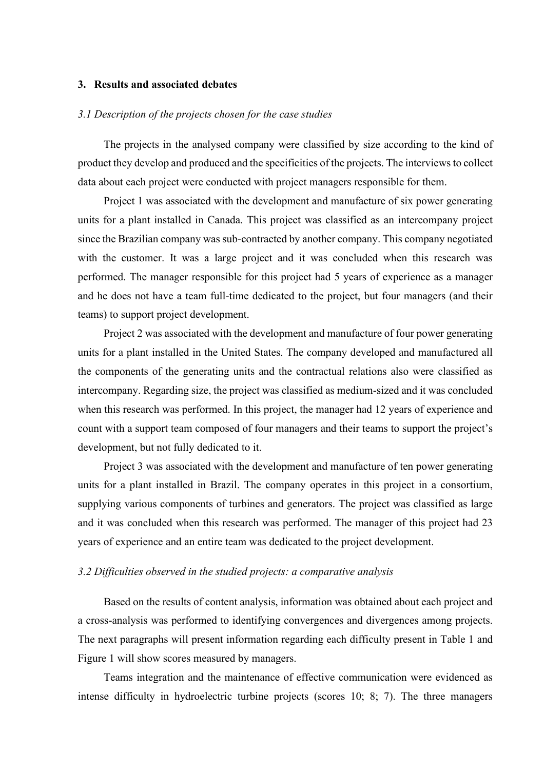## 3. Results and associated debates

### *3.1 Description of the projects chosen for the case studies*

The projects in the analysed company were classified by size according to the kind of product they develop and produced and the specificities of the projects. The interviews to collect data about each project were conducted with project managers responsible for them.

Project 1 was associated with the development and manufacture of six power generating units for a plant installed in Canada. This project was classified as an intercompany project since the Brazilian company was sub-contracted by another company. This company negotiated with the customer. It was a large project and it was concluded when this research was performed. The manager responsible for this project had 5 years of experience as a manager and he does not have a team full-time dedicated to the project, but four managers (and their teams) to support project development.

Project 2 was associated with the development and manufacture of four power generating units for a plant installed in the United States. The company developed and manufactured all the components of the generating units and the contractual relations also were classified as intercompany. Regarding size, the project was classified as medium-sized and it was concluded when this research was performed. In this project, the manager had 12 years of experience and count with a support team composed of four managers and their teams to support the project's development, but not fully dedicated to it.

Project 3 was associated with the development and manufacture of ten power generating units for a plant installed in Brazil. The company operates in this project in a consortium, supplying various components of turbines and generators. The project was classified as large and it was concluded when this research was performed. The manager of this project had 23 years of experience and an entire team was dedicated to the project development.

### *3.2 Difficulties observed in the studied projects: a comparative analysis*

Based on the results of content analysis, information was obtained about each project and a cross-analysis was performed to identifying convergences and divergences among projects. The next paragraphs will present information regarding each difficulty present in Table 1 and Figure 1 will show scores measured by managers.

Teams integration and the maintenance of effective communication were evidenced as intense difficulty in hydroelectric turbine projects (scores 10; 8; 7). The three managers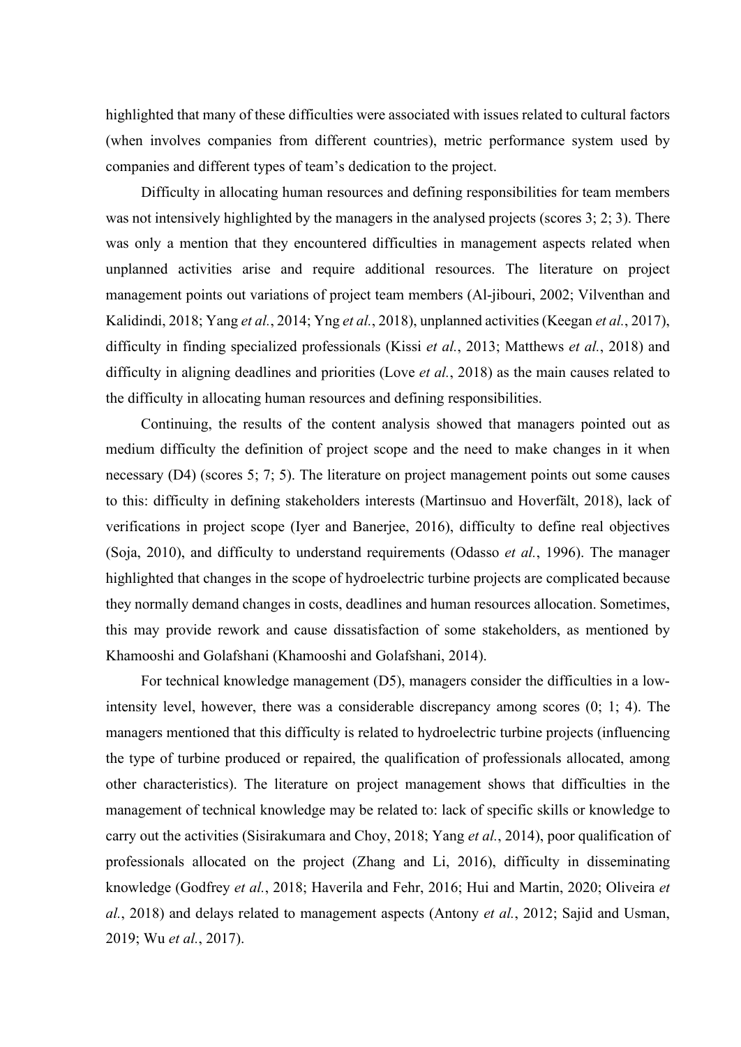highlighted that many of these difficulties were associated with issues related to cultural factors (when involves companies from different countries), metric performance system used by companies and different types of team's dedication to the project.

Difficulty in allocating human resources and defining responsibilities for team members was not intensively highlighted by the managers in the analysed projects (scores 3; 2; 3). There was only a mention that they encountered difficulties in management aspects related when unplanned activities arise and require additional resources. The literature on project management points out variations of project team members (Al-jibouri, 2002; Vilventhan and Kalidindi, 2018; Yang *et al.*, 2014; Yng *et al.*, 2018), unplanned activities (Keegan *et al.*, 2017), difficulty in finding specialized professionals (Kissi *et al.*, 2013; Matthews *et al.*, 2018) and difficulty in aligning deadlines and priorities (Love *et al.*, 2018) as the main causes related to the difficulty in allocating human resources and defining responsibilities.

Continuing, the results of the content analysis showed that managers pointed out as medium difficulty the definition of project scope and the need to make changes in it when necessary (D4) (scores 5; 7; 5). The literature on project management points out some causes to this: difficulty in defining stakeholders interests (Martinsuo and Hoverfält, 2018), lack of verifications in project scope (Iyer and Banerjee, 2016), difficulty to define real objectives (Soja, 2010), and difficulty to understand requirements (Odasso *et al.*, 1996). The manager highlighted that changes in the scope of hydroelectric turbine projects are complicated because they normally demand changes in costs, deadlines and human resources allocation. Sometimes, this may provide rework and cause dissatisfaction of some stakeholders, as mentioned by Khamooshi and Golafshani (Khamooshi and Golafshani, 2014).

For technical knowledge management (D5), managers consider the difficulties in a low-intensity level, however, there was a considerable discrepancy among scores (0; 1; 4). The managers mentioned that this difficulty is related to hydroelectric turbine projects (influencing the type of turbine produced or repaired, the qualification of professionals allocated, among other characteristics). The literature on project management shows that difficulties in the management of technical knowledge may be related to: lack of specific skills or knowledge to carry out the activities (Sisirakumara and Choy, 2018; Yang *et al.*, 2014), poor qualification of professionals allocated on the project (Zhang and Li, 2016), difficulty in disseminating knowledge (Godfrey *et al.*, 2018; Haverila and Fehr, 2016; Hui and Martin, 2020; Oliveira *et al.*, 2018) and delays related to management aspects (Antony *et al.*, 2012; Sajid and Usman, 2019; Wu *et al.*, 2017).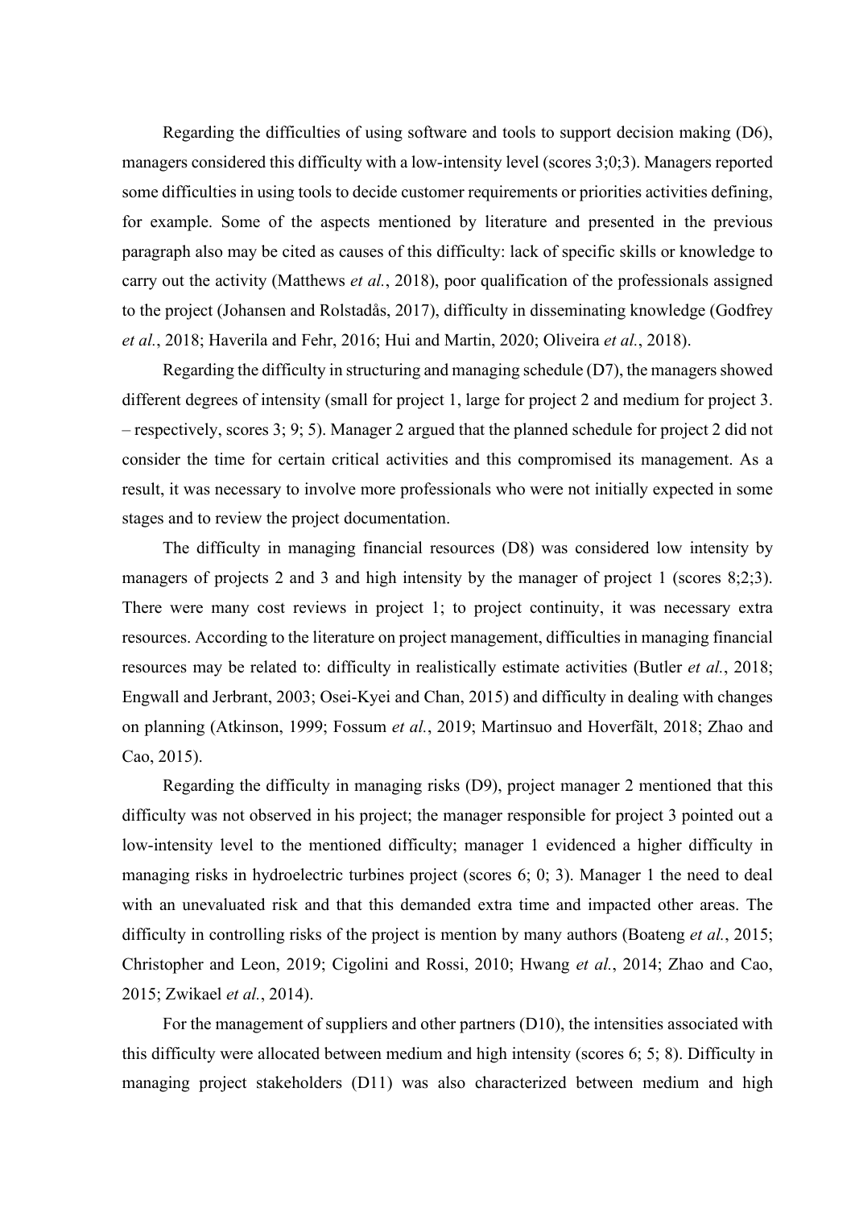Regarding the difficulties of using software and tools to support decision making (D6), managers considered this difficulty with a low-intensity level (scores 3;0;3). Managers reported some difficulties in using tools to decide customer requirements or priorities activities defining, for example. Some of the aspects mentioned by literature and presented in the previous paragraph also may be cited as causes of this difficulty: lack of specific skills or knowledge to carry out the activity (Matthews *et al.*, 2018), poor qualification of the professionals assigned to the project (Johansen and Rolstadås, 2017), difficulty in disseminating knowledge (Godfrey *et al.*, 2018; Haverila and Fehr, 2016; Hui and Martin, 2020; Oliveira *et al.*, 2018).

Regarding the difficulty in structuring and managing schedule (D7), the managers showed different degrees of intensity (small for project 1, large for project 2 and medium for project 3. – respectively, scores 3; 9; 5). Manager 2 argued that the planned schedule for project 2 did not consider the time for certain critical activities and this compromised its management. As a result, it was necessary to involve more professionals who were not initially expected in some stages and to review the project documentation.

The difficulty in managing financial resources (D8) was considered low intensity by managers of projects 2 and 3 and high intensity by the manager of project 1 (scores 8;2;3). There were many cost reviews in project 1; to project continuity, it was necessary extra resources. According to the literature on project management, difficulties in managing financial resources may be related to: difficulty in realistically estimate activities (Butler *et al.*, 2018; Engwall and Jerbrant, 2003; Osei-Kyei and Chan, 2015) and difficulty in dealing with changes on planning (Atkinson, 1999; Fossum *et al.*, 2019; Martinsuo and Hoverfält, 2018; Zhao and Cao, 2015).

Regarding the difficulty in managing risks (D9), project manager 2 mentioned that this difficulty was not observed in his project; the manager responsible for project 3 pointed out a low-intensity level to the mentioned difficulty; manager 1 evidenced a higher difficulty in managing risks in hydroelectric turbines project (scores 6; 0; 3). Manager 1 the need to deal with an unevaluated risk and that this demanded extra time and impacted other areas. The difficulty in controlling risks of the project is mention by many authors (Boateng *et al.*, 2015; Christopher and Leon, 2019; Cigolini and Rossi, 2010; Hwang *et al.*, 2014; Zhao and Cao, 2015; Zwikael *et al.*, 2014).

For the management of suppliers and other partners (D10), the intensities associated with this difficulty were allocated between medium and high intensity (scores 6; 5; 8). Difficulty in managing project stakeholders (D11) was also characterized between medium and high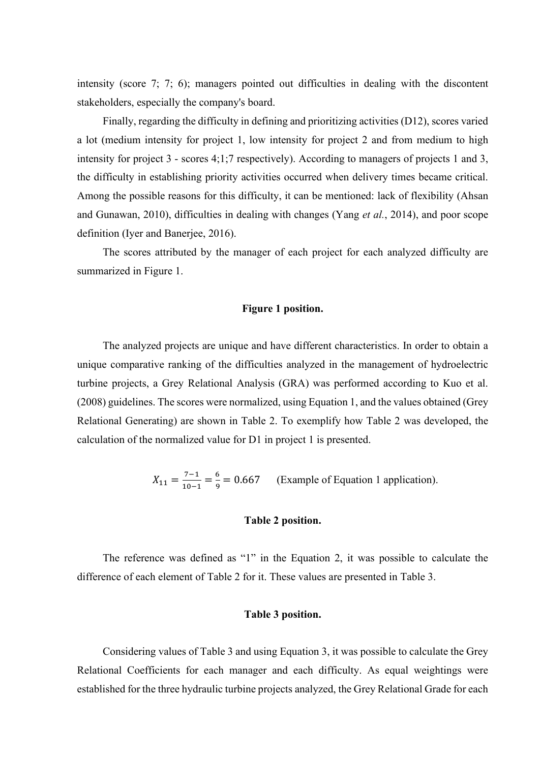intensity (score 7; 7; 6); managers pointed out difficulties in dealing with the discontent stakeholders, especially the company's board.

Finally, regarding the difficulty in defining and prioritizing activities (D12), scores varied a lot (medium intensity for project 1, low intensity for project 2 and from medium to high intensity for project 3 - scores 4;1;7 respectively). According to managers of projects 1 and 3, the difficulty in establishing priority activities occurred when delivery times became critical. Among the possible reasons for this difficulty, it can be mentioned: lack of flexibility (Ahsan and Gunawan, 2010), difficulties in dealing with changes (Yang *et al.*, 2014), and poor scope definition (Iyer and Banerjee, 2016).

The scores attributed by the manager of each project for each analyzed difficulty are summarized in Figure 1.

**Figure 1 position.**

The analyzed projects are unique and have different characteristics. In order to obtain a unique comparative ranking of the difficulties analyzed in the management of hydroelectric turbine projects, a Grey Relational Analysis (GRA) was performed according to Kuo et al. (2008) guidelines. The scores were normalized, using Equation 1, and the values obtained (Grey Relational Generating) are shown in Table 2. To exemplify how Table 2 was developed, the calculation of the normalized value for D1 in project 1 is presented.

$$X_{11} = \frac{7-1}{10-1} = \frac{6}{9} = 0.667 \qquad \text{(Example of Equation 1 application).}$$

**Table 2 position.**

The reference was defined as "1" in the Equation 2, it was possible to calculate the difference of each element of Table 2 for it. These values are presented in Table 3.

**Table 3 position.**

Considering values of Table 3 and using Equation 3, it was possible to calculate the Grey Relational Coefficients for each manager and each difficulty. As equal weightings were established for the three hydraulic turbine projects analyzed, the Grey Relational Grade for each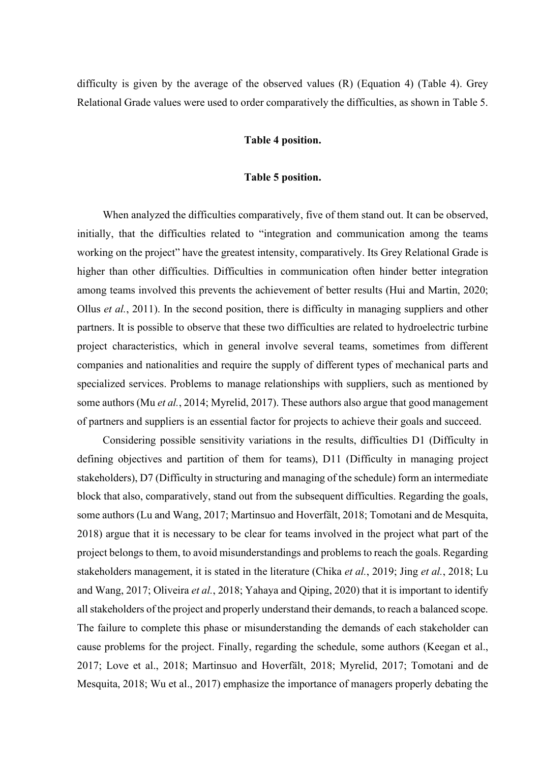difficulty is given by the average of the observed values (R) (Equation 4) (Table 4). Grey Relational Grade values were used to order comparatively the difficulties, as shown in Table 5.

**Table 4 position.**

**Table 5 position.**

When analyzed the difficulties comparatively, five of them stand out. It can be observed, initially, that the difficulties related to "integration and communication among the teams working on the project" have the greatest intensity, comparatively. Its Grey Relational Grade is higher than other difficulties. Difficulties in communication often hinder better integration among teams involved this prevents the achievement of better results (Hui and Martin, 2020; Ollus *et al.*, 2011). In the second position, there is difficulty in managing suppliers and other partners. It is possible to observe that these two difficulties are related to hydroelectric turbine project characteristics, which in general involve several teams, sometimes from different companies and nationalities and require the supply of different types of mechanical parts and specialized services. Problems to manage relationships with suppliers, such as mentioned by some authors (Mu *et al.*, 2014; Myrelid, 2017). These authors also argue that good management of partners and suppliers is an essential factor for projects to achieve their goals and succeed.

Considering possible sensitivity variations in the results, difficulties D1 (Difficulty in defining objectives and partition of them for teams), D11 (Difficulty in managing project stakeholders), D7 (Difficulty in structuring and managing of the schedule) form an intermediate block that also, comparatively, stand out from the subsequent difficulties. Regarding the goals, some authors (Lu and Wang, 2017; Martinsuo and Hoverfält, 2018; Tomotani and de Mesquita, 2018) argue that it is necessary to be clear for teams involved in the project what part of the project belongs to them, to avoid misunderstandings and problems to reach the goals. Regarding stakeholders management, it is stated in the literature (Chika *et al.*, 2019; Jing *et al.*, 2018; Lu and Wang, 2017; Oliveira *et al.*, 2018; Yahaya and Qiping, 2020) that it is important to identify all stakeholders of the project and properly understand their demands, to reach a balanced scope. The failure to complete this phase or misunderstanding the demands of each stakeholder can cause problems for the project. Finally, regarding the schedule, some authors (Keegan et al., 2017; Love et al., 2018; Martinsuo and Hoverfält, 2018; Myrelid, 2017; Tomotani and de Mesquita, 2018; Wu et al., 2017) emphasize the importance of managers properly debating the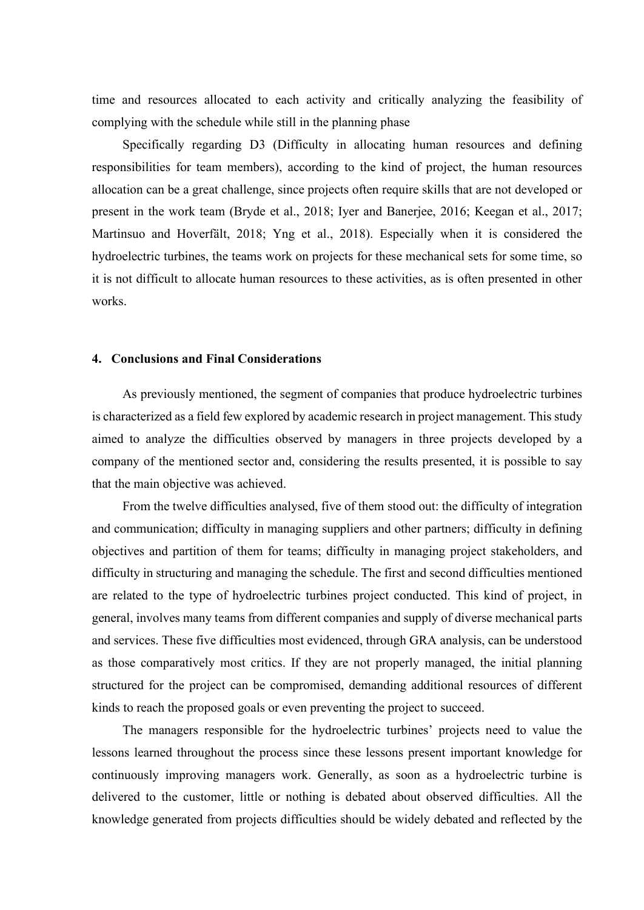time and resources allocated to each activity and critically analyzing the feasibility of complying with the schedule while still in the planning phase

Specifically regarding D3 (Difficulty in allocating human resources and defining responsibilities for team members), according to the kind of project, the human resources allocation can be a great challenge, since projects often require skills that are not developed or present in the work team (Bryde et al., 2018; Iyer and Banerjee, 2016; Keegan et al., 2017; Martinsuo and Hoverfält, 2018; Yng et al., 2018). Especially when it is considered the hydroelectric turbines, the teams work on projects for these mechanical sets for some time, so it is not difficult to allocate human resources to these activities, as is often presented in other works.

## 4. Conclusions and Final Considerations

As previously mentioned, the segment of companies that produce hydroelectric turbines is characterized as a field few explored by academic research in project management. This study aimed to analyze the difficulties observed by managers in three projects developed by a company of the mentioned sector and, considering the results presented, it is possible to say that the main objective was achieved.

From the twelve difficulties analysed, five of them stood out: the difficulty of integration and communication; difficulty in managing suppliers and other partners; difficulty in defining objectives and partition of them for teams; difficulty in managing project stakeholders, and difficulty in structuring and managing the schedule. The first and second difficulties mentioned are related to the type of hydroelectric turbines project conducted. This kind of project, in general, involves many teams from different companies and supply of diverse mechanical parts and services. These five difficulties most evidenced, through GRA analysis, can be understood as those comparatively most critics. If they are not properly managed, the initial planning structured for the project can be compromised, demanding additional resources of different kinds to reach the proposed goals or even preventing the project to succeed.

The managers responsible for the hydroelectric turbines' projects need to value the lessons learned throughout the process since these lessons present important knowledge for continuously improving managers work. Generally, as soon as a hydroelectric turbine is delivered to the customer, little or nothing is debated about observed difficulties. All the knowledge generated from projects difficulties should be widely debated and reflected by the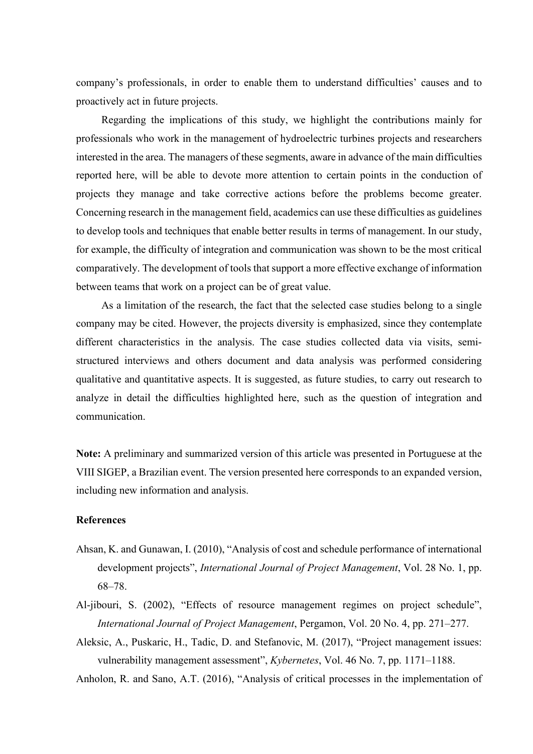company's professionals, in order to enable them to understand difficulties' causes and to proactively act in future projects.

Regarding the implications of this study, we highlight the contributions mainly for professionals who work in the management of hydroelectric turbines projects and researchers interested in the area. The managers of these segments, aware in advance of the main difficulties reported here, will be able to devote more attention to certain points in the conduction of projects they manage and take corrective actions before the problems become greater. Concerning research in the management field, academics can use these difficulties as guidelines to develop tools and techniques that enable better results in terms of management. In our study, for example, the difficulty of integration and communication was shown to be the most critical comparatively. The development of tools that support a more effective exchange of information between teams that work on a project can be of great value.

As a limitation of the research, the fact that the selected case studies belong to a single company may be cited. However, the projects diversity is emphasized, since they contemplate different characteristics in the analysis. The case studies collected data via visits, semi-structured interviews and others document and data analysis was performed considering qualitative and quantitative aspects. It is suggested, as future studies, to carry out research to analyze in detail the difficulties highlighted here, such as the question of integration and communication.

**Note:** A preliminary and summarized version of this article was presented in Portuguese at the VIII SIGEP, a Brazilian event. The version presented here corresponds to an expanded version, including new information and analysis.

**References**

Ahsan, K. and Gunawan, I. (2010), "Analysis of cost and schedule performance of international development projects", *International Journal of Project Management*, Vol. 28 No. 1, pp. 68–78.

Al-jibouri, S. (2002), "Effects of resource management regimes on project schedule", *International Journal of Project Management*, Pergamon, Vol. 20 No. 4, pp. 271–277.

Aleksic, A., Puskaric, H., Tadic, D. and Stefanovic, M. (2017), "Project management issues: vulnerability management assessment", *Kybernetes*, Vol. 46 No. 7, pp. 1171–1188.

Anholon, R. and Sano, A.T. (2016), "Analysis of critical processes in the implementation of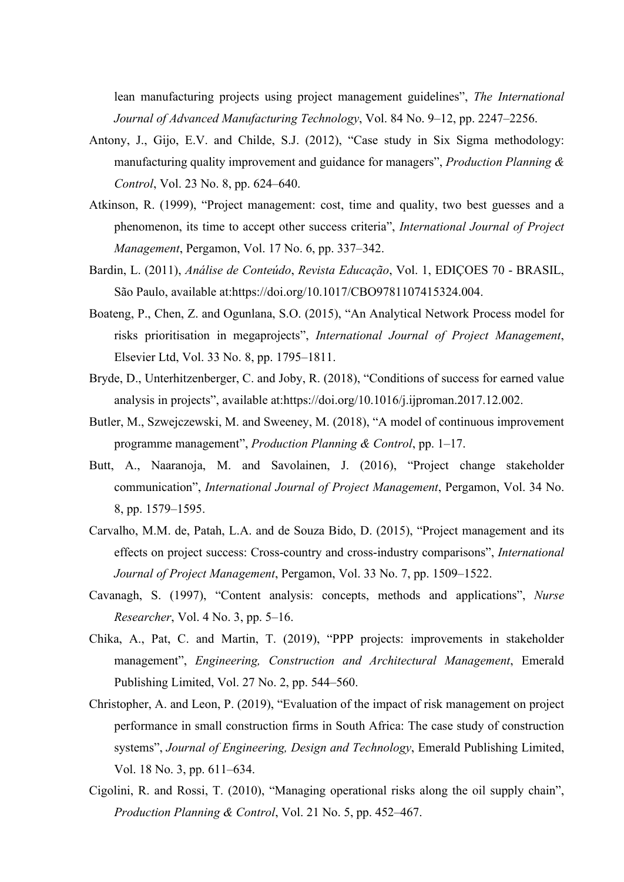lean manufacturing projects using project management guidelines", *The International Journal of Advanced Manufacturing Technology*, Vol. 84 No. 9–12, pp. 2247–2256.

Antony, J., Gijo, E.V. and Childe, S.J. (2012), "Case study in Six Sigma methodology: manufacturing quality improvement and guidance for managers", *Production Planning & Control*, Vol. 23 No. 8, pp. 624–640.

Atkinson, R. (1999), "Project management: cost, time and quality, two best guesses and a phenomenon, its time to accept other success criteria", *International Journal of Project Management*, Pergamon, Vol. 17 No. 6, pp. 337–342.

Bardin, L. (2011), *Análise de Conteúdo*, *Revista Educação*, Vol. 1, EDIÇOES 70 - BRASIL, São Paulo, available at:https://doi.org/10.1017/CBO9781107415324.004.

Boateng, P., Chen, Z. and Ogunlana, S.O. (2015), "An Analytical Network Process model for risks prioritisation in megaprojects", *International Journal of Project Management*, Elsevier Ltd, Vol. 33 No. 8, pp. 1795–1811.

Bryde, D., Unterhitzenberger, C. and Joby, R. (2018), "Conditions of success for earned value analysis in projects", available at:https://doi.org/10.1016/j.ijproman.2017.12.002.

Butler, M., Szwejczewski, M. and Sweeney, M. (2018), "A model of continuous improvement programme management", *Production Planning & Control*, pp. 1–17.

Butt, A., Naaranoja, M. and Savolainen, J. (2016), "Project change stakeholder communication", *International Journal of Project Management*, Pergamon, Vol. 34 No. 8, pp. 1579–1595.

Carvalho, M.M. de, Patah, L.A. and de Souza Bido, D. (2015), "Project management and its effects on project success: Cross-country and cross-industry comparisons", *International Journal of Project Management*, Pergamon, Vol. 33 No. 7, pp. 1509–1522.

Cavanagh, S. (1997), "Content analysis: concepts, methods and applications", *Nurse Researcher*, Vol. 4 No. 3, pp. 5–16.

Chika, A., Pat, C. and Martin, T. (2019), "PPP projects: improvements in stakeholder management", *Engineering, Construction and Architectural Management*, Emerald Publishing Limited, Vol. 27 No. 2, pp. 544–560.

Christopher, A. and Leon, P. (2019), "Evaluation of the impact of risk management on project performance in small construction firms in South Africa: The case study of construction systems", *Journal of Engineering, Design and Technology*, Emerald Publishing Limited, Vol. 18 No. 3, pp. 611–634.

Cigolini, R. and Rossi, T. (2010), "Managing operational risks along the oil supply chain", *Production Planning & Control*, Vol. 21 No. 5, pp. 452–467.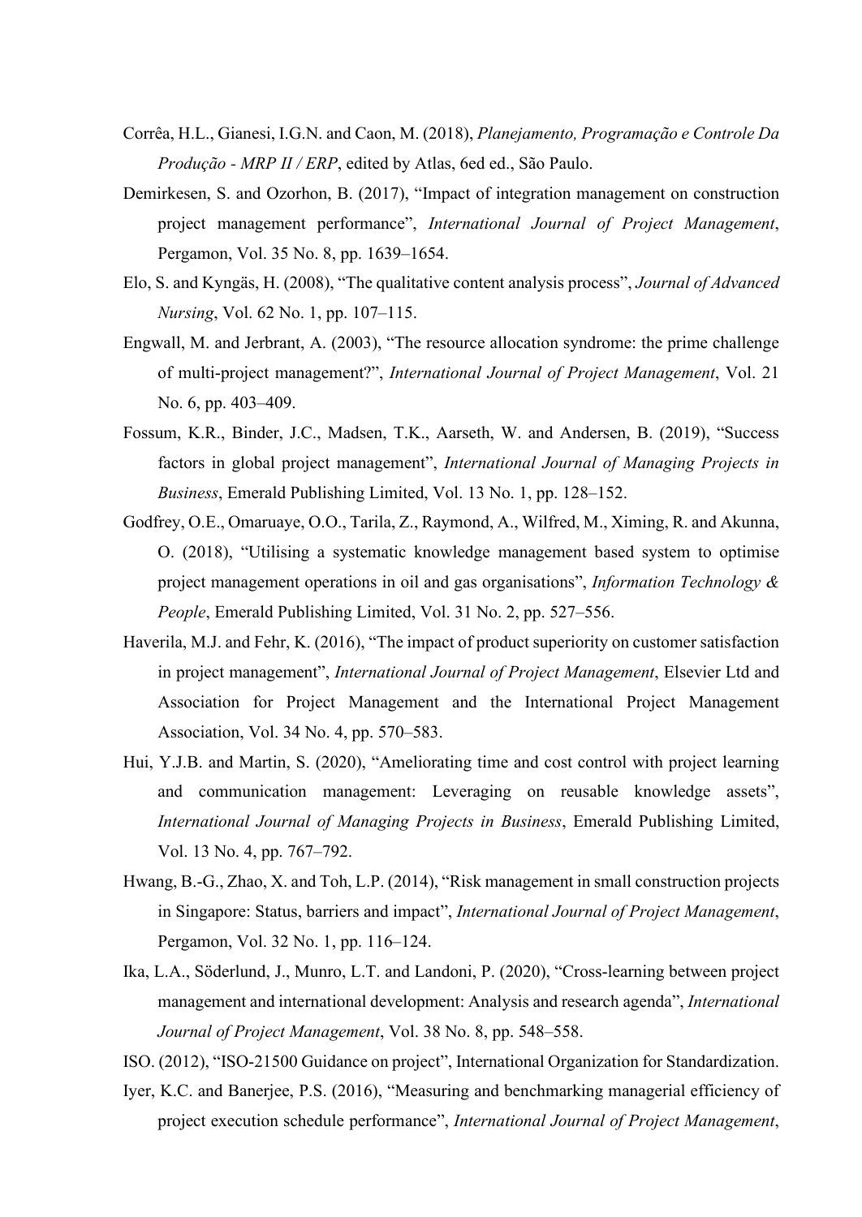Corrêa, H.L., Gianesi, I.G.N. and Caon, M. (2018), *Planejamento, Programação e Controle Da Produção - MRP II / ERP*, edited by Atlas, 6ed ed., São Paulo.

Demirkesen, S. and Ozorhon, B. (2017), "Impact of integration management on construction project management performance", *International Journal of Project Management*, Pergamon, Vol. 35 No. 8, pp. 1639–1654.

Elo, S. and Kyngäs, H. (2008), "The qualitative content analysis process", *Journal of Advanced Nursing*, Vol. 62 No. 1, pp. 107–115.

Engwall, M. and Jerbrant, A. (2003), "The resource allocation syndrome: the prime challenge of multi-project management?", *International Journal of Project Management*, Vol. 21 No. 6, pp. 403–409.

Fossum, K.R., Binder, J.C., Madsen, T.K., Aarseth, W. and Andersen, B. (2019), "Success factors in global project management", *International Journal of Managing Projects in Business*, Emerald Publishing Limited, Vol. 13 No. 1, pp. 128–152.

Godfrey, O.E., Omaruaye, O.O., Tarila, Z., Raymond, A., Wilfred, M., Ximing, R. and Akunna, O. (2018), "Utilising a systematic knowledge management based system to optimise project management operations in oil and gas organisations", *Information Technology & People*, Emerald Publishing Limited, Vol. 31 No. 2, pp. 527–556.

Haverila, M.J. and Fehr, K. (2016), "The impact of product superiority on customer satisfaction in project management", *International Journal of Project Management*, Elsevier Ltd and Association for Project Management and the International Project Management Association, Vol. 34 No. 4, pp. 570–583.

Hui, Y.J.B. and Martin, S. (2020), "Ameliorating time and cost control with project learning and communication management: Leveraging on reusable knowledge assets", *International Journal of Managing Projects in Business*, Emerald Publishing Limited, Vol. 13 No. 4, pp. 767–792.

Hwang, B.-G., Zhao, X. and Toh, L.P. (2014), "Risk management in small construction projects in Singapore: Status, barriers and impact", *International Journal of Project Management*, Pergamon, Vol. 32 No. 1, pp. 116–124.

Ika, L.A., Söderlund, J., Munro, L.T. and Landoni, P. (2020), "Cross-learning between project management and international development: Analysis and research agenda", *International Journal of Project Management*, Vol. 38 No. 8, pp. 548–558.

ISO. (2012), "ISO-21500 Guidance on project", International Organization for Standardization.

Iyer, K.C. and Banerjee, P.S. (2016), "Measuring and benchmarking managerial efficiency of project execution schedule performance", *International Journal of Project Management*,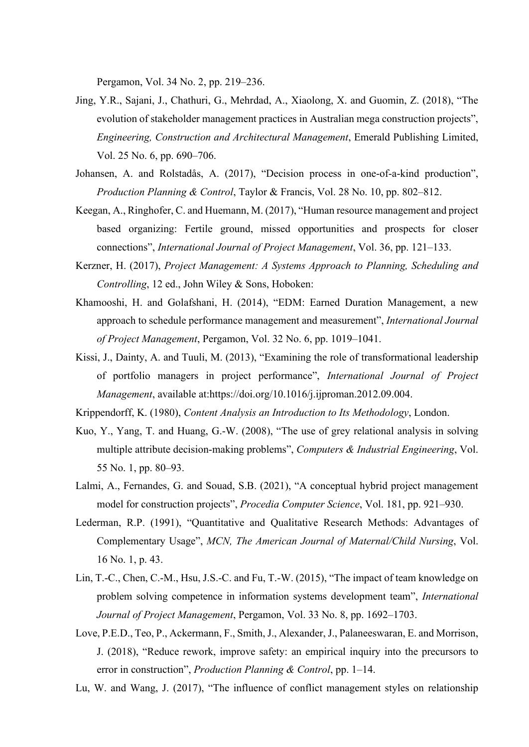Pergamon, Vol. 34 No. 2, pp. 219–236.

Jing, Y.R., Sajani, J., Chathuri, G., Mehrdad, A., Xiaolong, X. and Guomin, Z. (2018), "The evolution of stakeholder management practices in Australian mega construction projects", *Engineering, Construction and Architectural Management*, Emerald Publishing Limited, Vol. 25 No. 6, pp. 690–706.

Johansen, A. and Rolstadås, A. (2017), "Decision process in one-of-a-kind production", *Production Planning & Control*, Taylor & Francis, Vol. 28 No. 10, pp. 802–812.

Keegan, A., Ringhofer, C. and Huemann, M. (2017), "Human resource management and project based organizing: Fertile ground, missed opportunities and prospects for closer connections", *International Journal of Project Management*, Vol. 36, pp. 121–133.

Kerzner, H. (2017), *Project Management: A Systems Approach to Planning, Scheduling and Controlling*, 12 ed., John Wiley & Sons, Hoboken:

Khamooshi, H. and Golafshani, H. (2014), "EDM: Earned Duration Management, a new approach to schedule performance management and measurement", *International Journal of Project Management*, Pergamon, Vol. 32 No. 6, pp. 1019–1041.

Kissi, J., Dainty, A. and Tuuli, M. (2013), "Examining the role of transformational leadership of portfolio managers in project performance", *International Journal of Project Management*, available at:https://doi.org/10.1016/j.ijproman.2012.09.004.

Krippendorff, K. (1980), *Content Analysis an Introduction to Its Methodology*, London.

Kuo, Y., Yang, T. and Huang, G.-W. (2008), "The use of grey relational analysis in solving multiple attribute decision-making problems", *Computers & Industrial Engineering*, Vol. 55 No. 1, pp. 80–93.

Lalmi, A., Fernandes, G. and Souad, S.B. (2021), "A conceptual hybrid project management model for construction projects", *Procedia Computer Science*, Vol. 181, pp. 921–930.

Lederman, R.P. (1991), "Quantitative and Qualitative Research Methods: Advantages of Complementary Usage", *MCN, The American Journal of Maternal/Child Nursing*, Vol. 16 No. 1, p. 43.

Lin, T.-C., Chen, C.-M., Hsu, J.S.-C. and Fu, T.-W. (2015), "The impact of team knowledge on problem solving competence in information systems development team", *International Journal of Project Management*, Pergamon, Vol. 33 No. 8, pp. 1692–1703.

Love, P.E.D., Teo, P., Ackermann, F., Smith, J., Alexander, J., Palaneeswaran, E. and Morrison, J. (2018), "Reduce rework, improve safety: an empirical inquiry into the precursors to error in construction", *Production Planning & Control*, pp. 1–14.

Lu, W. and Wang, J. (2017), "The influence of conflict management styles on relationship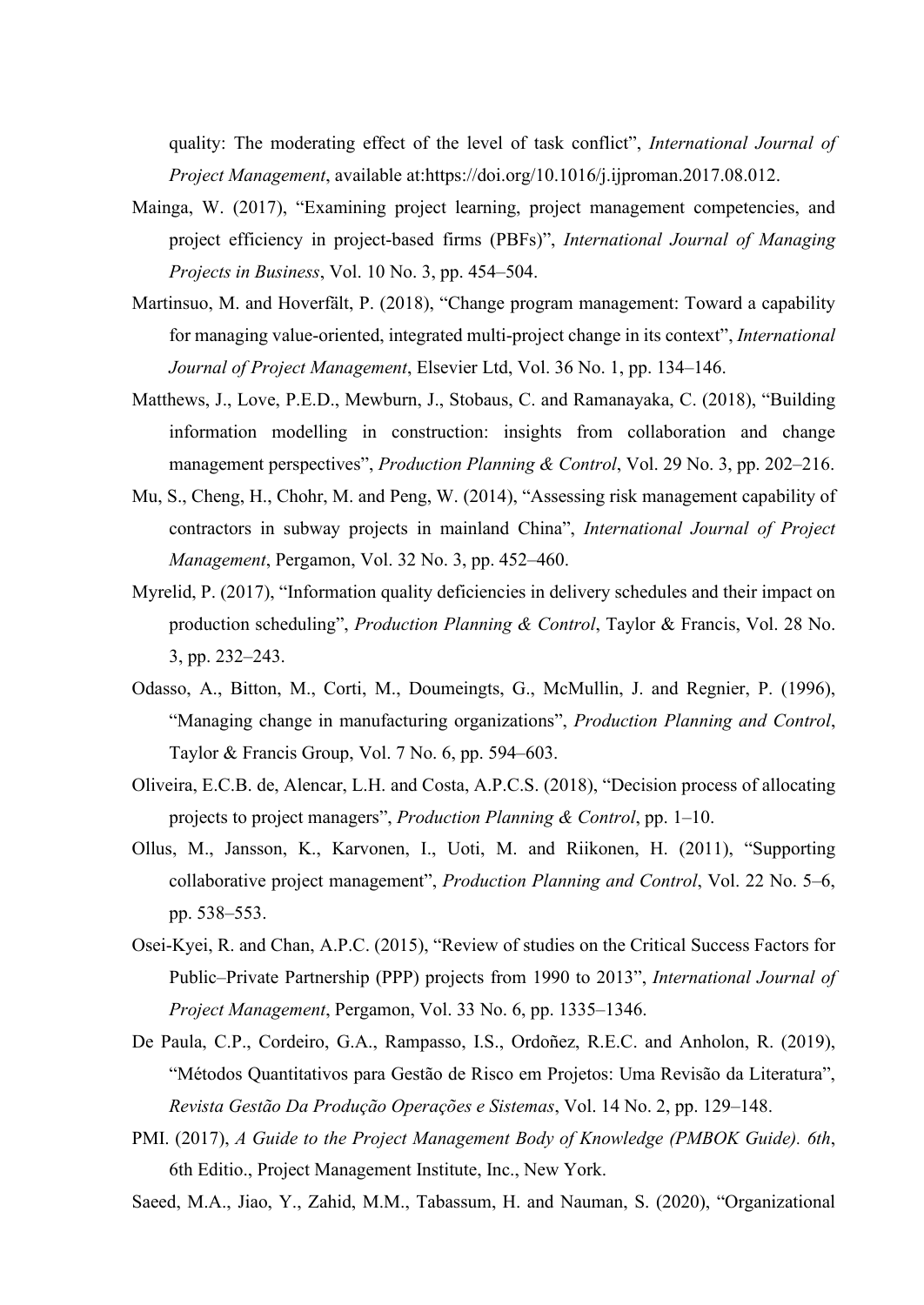quality: The moderating effect of the level of task conflict", *International Journal of Project Management*, available at:https://doi.org/10.1016/j.ijproman.2017.08.012.

Mainga, W. (2017), "Examining project learning, project management competencies, and project efficiency in project-based firms (PBFs)", *International Journal of Managing Projects in Business*, Vol. 10 No. 3, pp. 454–504.

Martinsuo, M. and Hoverfält, P. (2018), "Change program management: Toward a capability for managing value-oriented, integrated multi-project change in its context", *International Journal of Project Management*, Elsevier Ltd, Vol. 36 No. 1, pp. 134–146.

Matthews, J., Love, P.E.D., Mewburn, J., Stobaus, C. and Ramanayaka, C. (2018), "Building information modelling in construction: insights from collaboration and change management perspectives", *Production Planning & Control*, Vol. 29 No. 3, pp. 202–216.

Mu, S., Cheng, H., Chohr, M. and Peng, W. (2014), "Assessing risk management capability of contractors in subway projects in mainland China", *International Journal of Project Management*, Pergamon, Vol. 32 No. 3, pp. 452–460.

Myrelid, P. (2017), "Information quality deficiencies in delivery schedules and their impact on production scheduling", *Production Planning & Control*, Taylor & Francis, Vol. 28 No. 3, pp. 232–243.

Odasso, A., Bitton, M., Corti, M., Doumeingts, G., McMullin, J. and Regnier, P. (1996), "Managing change in manufacturing organizations", *Production Planning and Control*, Taylor & Francis Group, Vol. 7 No. 6, pp. 594–603.

Oliveira, E.C.B. de, Alencar, L.H. and Costa, A.P.C.S. (2018), "Decision process of allocating projects to project managers", *Production Planning & Control*, pp. 1–10.

Ollus, M., Jansson, K., Karvonen, I., Uoti, M. and Riikonen, H. (2011), "Supporting collaborative project management", *Production Planning and Control*, Vol. 22 No. 5–6, pp. 538–553.

Osei-Kyei, R. and Chan, A.P.C. (2015), "Review of studies on the Critical Success Factors for Public–Private Partnership (PPP) projects from 1990 to 2013", *International Journal of Project Management*, Pergamon, Vol. 33 No. 6, pp. 1335–1346.

De Paula, C.P., Cordeiro, G.A., Rampasso, I.S., Ordoñez, R.E.C. and Anholon, R. (2019), "Métodos Quantitativos para Gestão de Risco em Projetos: Uma Revisão da Literatura", *Revista Gestão Da Produção Operações e Sistemas*, Vol. 14 No. 2, pp. 129–148.

PMI. (2017), *A Guide to the Project Management Body of Knowledge (PMBOK Guide). 6th*, 6th Editio., Project Management Institute, Inc., New York.

Saeed, M.A., Jiao, Y., Zahid, M.M., Tabassum, H. and Nauman, S. (2020), "Organizational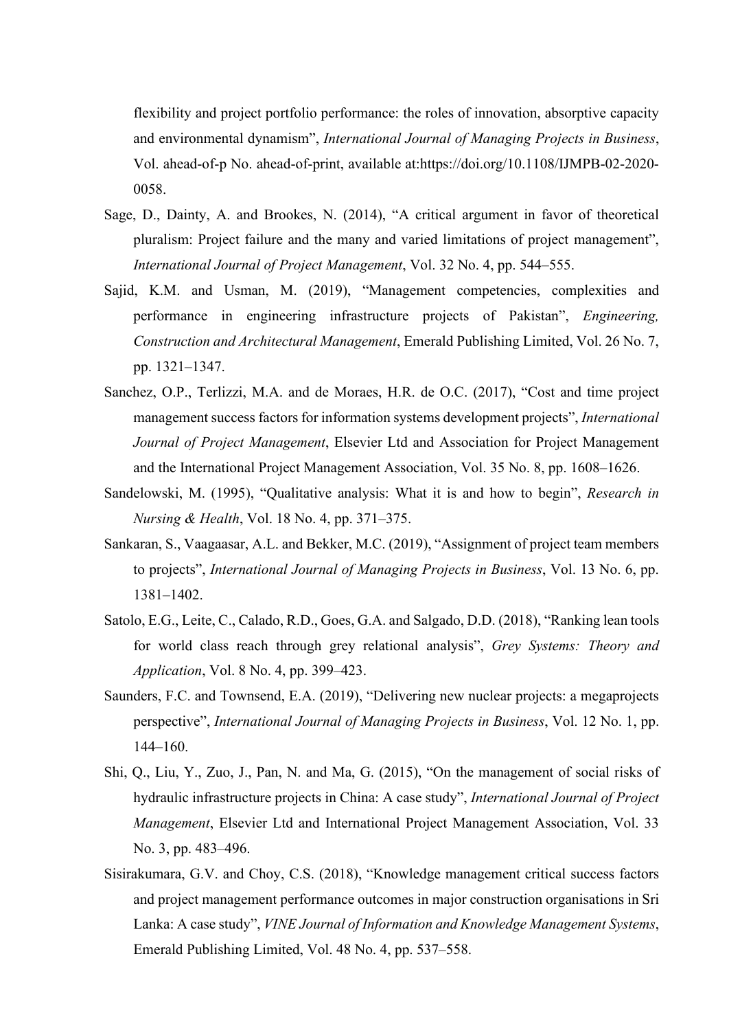flexibility and project portfolio performance: the roles of innovation, absorptive capacity and environmental dynamism", *International Journal of Managing Projects in Business*, Vol. ahead-of-p No. ahead-of-print, available at:https://doi.org/10.1108/IJMPB-02-2020-0058.

Sage, D., Dainty, A. and Brookes, N. (2014), "A critical argument in favor of theoretical pluralism: Project failure and the many and varied limitations of project management", *International Journal of Project Management*, Vol. 32 No. 4, pp. 544–555.

Sajid, K.M. and Usman, M. (2019), "Management competencies, complexities and performance in engineering infrastructure projects of Pakistan", *Engineering, Construction and Architectural Management*, Emerald Publishing Limited, Vol. 26 No. 7, pp. 1321–1347.

Sanchez, O.P., Terlizzi, M.A. and de Moraes, H.R. de O.C. (2017), "Cost and time project management success factors for information systems development projects", *International Journal of Project Management*, Elsevier Ltd and Association for Project Management and the International Project Management Association, Vol. 35 No. 8, pp. 1608–1626.

Sandelowski, M. (1995), "Qualitative analysis: What it is and how to begin", *Research in Nursing & Health*, Vol. 18 No. 4, pp. 371–375.

Sankaran, S., Vaagaasar, A.L. and Bekker, M.C. (2019), "Assignment of project team members to projects", *International Journal of Managing Projects in Business*, Vol. 13 No. 6, pp. 1381–1402.

Satolo, E.G., Leite, C., Calado, R.D., Goes, G.A. and Salgado, D.D. (2018), "Ranking lean tools for world class reach through grey relational analysis", *Grey Systems: Theory and Application*, Vol. 8 No. 4, pp. 399–423.

Saunders, F.C. and Townsend, E.A. (2019), "Delivering new nuclear projects: a megaprojects perspective", *International Journal of Managing Projects in Business*, Vol. 12 No. 1, pp. 144–160.

Shi, Q., Liu, Y., Zuo, J., Pan, N. and Ma, G. (2015), "On the management of social risks of hydraulic infrastructure projects in China: A case study", *International Journal of Project Management*, Elsevier Ltd and International Project Management Association, Vol. 33 No. 3, pp. 483–496.

Sisirakumara, G.V. and Choy, C.S. (2018), "Knowledge management critical success factors and project management performance outcomes in major construction organisations in Sri Lanka: A case study", *VINE Journal of Information and Knowledge Management Systems*, Emerald Publishing Limited, Vol. 48 No. 4, pp. 537–558.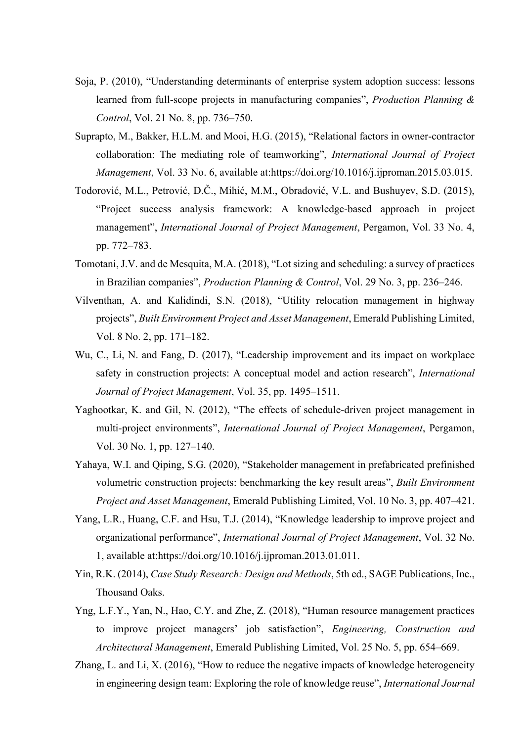Soja, P. (2010), "Understanding determinants of enterprise system adoption success: lessons learned from full-scope projects in manufacturing companies", *Production Planning & Control*, Vol. 21 No. 8, pp. 736–750.

Suprapto, M., Bakker, H.L.M. and Mooi, H.G. (2015), "Relational factors in owner-contractor collaboration: The mediating role of teamworking", *International Journal of Project Management*, Vol. 33 No. 6, available at:https://doi.org/10.1016/j.ijproman.2015.03.015.

Todorović, M.L., Petrović, D.Č., Mihić, M.M., Obradović, V.L. and Bushuyev, S.D. (2015), "Project success analysis framework: A knowledge-based approach in project management", *International Journal of Project Management*, Pergamon, Vol. 33 No. 4, pp. 772–783.

Tomotani, J.V. and de Mesquita, M.A. (2018), "Lot sizing and scheduling: a survey of practices in Brazilian companies", *Production Planning & Control*, Vol. 29 No. 3, pp. 236–246.

Vilventhan, A. and Kalidindi, S.N. (2018), "Utility relocation management in highway projects", *Built Environment Project and Asset Management*, Emerald Publishing Limited, Vol. 8 No. 2, pp. 171–182.

Wu, C., Li, N. and Fang, D. (2017), "Leadership improvement and its impact on workplace safety in construction projects: A conceptual model and action research", *International Journal of Project Management*, Vol. 35, pp. 1495–1511.

Yaghootkar, K. and Gil, N. (2012), "The effects of schedule-driven project management in multi-project environments", *International Journal of Project Management*, Pergamon, Vol. 30 No. 1, pp. 127–140.

Yahaya, W.I. and Qiping, S.G. (2020), "Stakeholder management in prefabricated prefinished volumetric construction projects: benchmarking the key result areas", *Built Environment Project and Asset Management*, Emerald Publishing Limited, Vol. 10 No. 3, pp. 407–421.

Yang, L.R., Huang, C.F. and Hsu, T.J. (2014), "Knowledge leadership to improve project and organizational performance", *International Journal of Project Management*, Vol. 32 No. 1, available at:https://doi.org/10.1016/j.ijproman.2013.01.011.

Yin, R.K. (2014), *Case Study Research: Design and Methods*, 5th ed., SAGE Publications, Inc., Thousand Oaks.

Yng, L.F.Y., Yan, N., Hao, C.Y. and Zhe, Z. (2018), "Human resource management practices to improve project managers' job satisfaction", *Engineering, Construction and Architectural Management*, Emerald Publishing Limited, Vol. 25 No. 5, pp. 654–669.

Zhang, L. and Li, X. (2016), "How to reduce the negative impacts of knowledge heterogeneity in engineering design team: Exploring the role of knowledge reuse", *International Journal*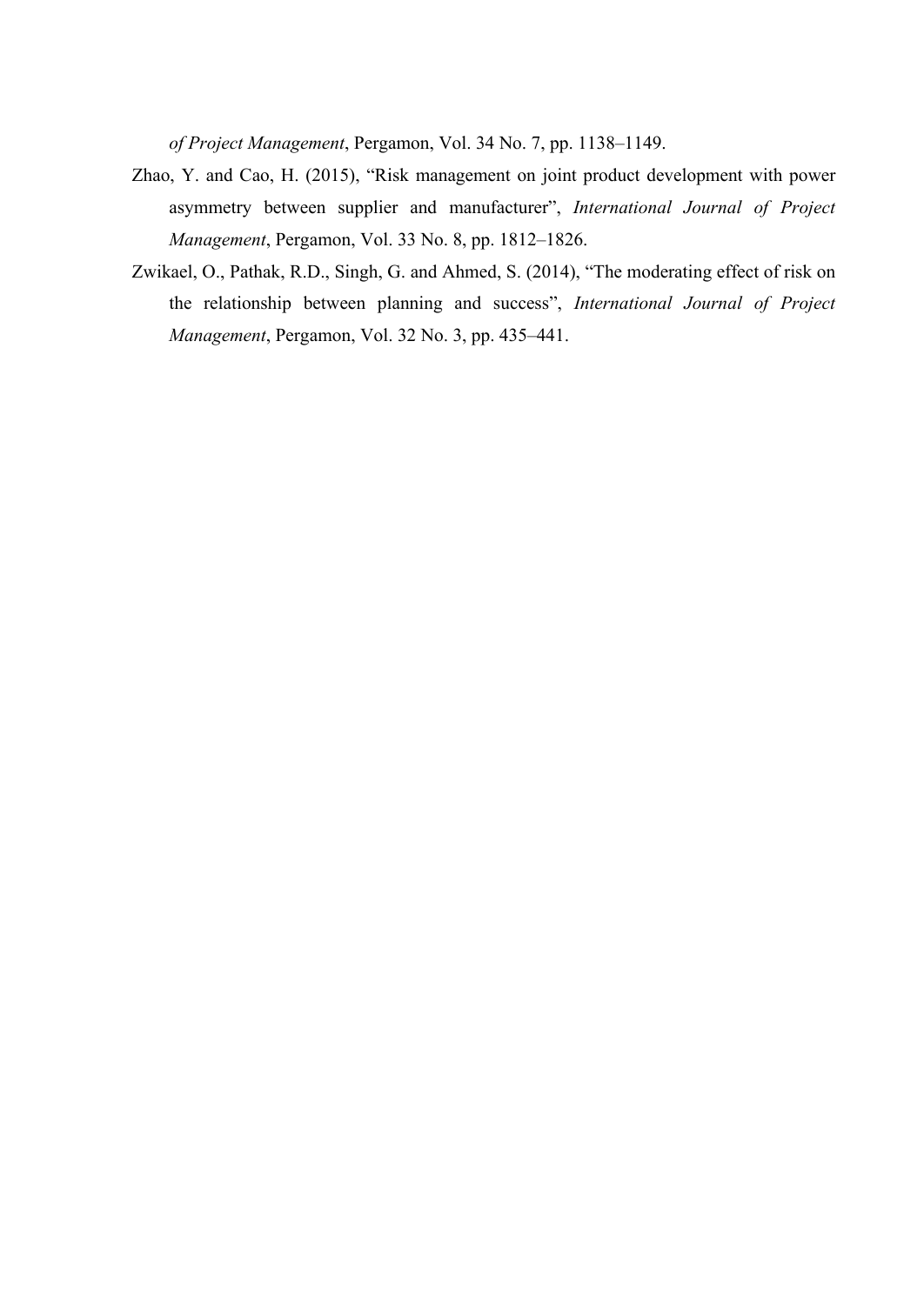*of Project Management*, Pergamon, Vol. 34 No. 7, pp. 1138–1149.

Zhao, Y. and Cao, H. (2015), "Risk management on joint product development with power asymmetry between supplier and manufacturer", *International Journal of Project Management*, Pergamon, Vol. 33 No. 8, pp. 1812–1826.

Zwikael, O., Pathak, R.D., Singh, G. and Ahmed, S. (2014), "The moderating effect of risk on the relationship between planning and success", *International Journal of Project Management*, Pergamon, Vol. 32 No. 3, pp. 435–441.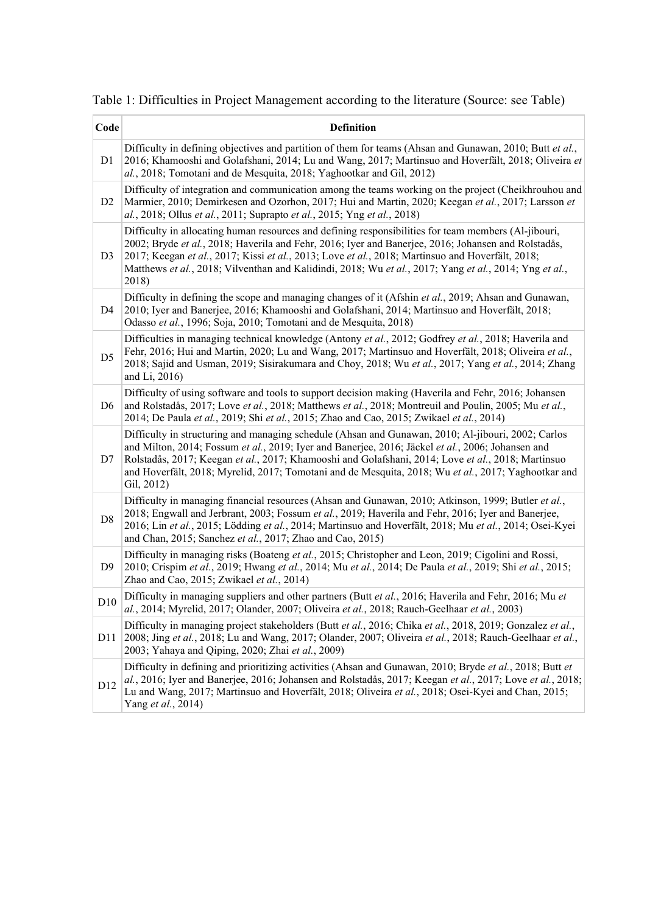Table 1: Difficulties in Project Management according to the literature (Source: see Table)

| Code | Definition |
|---|---|
| D1 | Difficulty in defining objectives and partition of them for teams (Ahsan and Gunawan, 2010; Butt *et al.*, 2016; Khamooshi and Golafshani, 2014; Lu and Wang, 2017; Martinsuo and Hoverfält, 2018; Oliveira *et al.*, 2018; Tomotani and de Mesquita, 2018; Yaghootkar and Gil, 2012) |
| D2 | Difficulty of integration and communication among the teams working on the project (Cheikhrouhou and Marmier, 2010; Demirkesen and Ozorhon, 2017; Hui and Martin, 2020; Keegan *et al.*, 2017; Larsson *et al.*, 2018; Ollus *et al.*, 2011; Suprapto *et al.*, 2015; Yng *et al.*, 2018) |
| D3 | Difficulty in allocating human resources and defining responsibilities for team members (Al-jibouri, 2002; Bryde *et al.*, 2018; Haverila and Fehr, 2016; Iyer and Banerjee, 2016; Johansen and Rolstadås, 2017; Keegan *et al.*, 2017; Kissi *et al.*, 2013; Love *et al.*, 2018; Martinsuo and Hoverfält, 2018; Matthews *et al.*, 2018; Vilventhan and Kalidindi, 2018; Wu *et al.*, 2017; Yang *et al.*, 2014; Yng *et al.*, 2018) |
| D4 | Difficulty in defining the scope and managing changes of it (Afshin *et al.*, 2019; Ahsan and Gunawan, 2010; Iyer and Banerjee, 2016; Khamooshi and Golafshani, 2014; Martinsuo and Hoverfält, 2018; Odasso *et al.*, 1996; Soja, 2010; Tomotani and de Mesquita, 2018) |
| D5 | Difficulties in managing technical knowledge (Antony *et al.*, 2012; Godfrey *et al.*, 2018; Haverila and Fehr, 2016; Hui and Martin, 2020; Lu and Wang, 2017; Martinsuo and Hoverfält, 2018; Oliveira *et al.*, 2018; Sajid and Usman, 2019; Sisirakumara and Choy, 2018; Wu *et al.*, 2017; Yang *et al.*, 2014; Zhang and Li, 2016) |
| D6 | Difficulty of using software and tools to support decision making (Haverila and Fehr, 2016; Johansen and Rolstadås, 2017; Love *et al.*, 2018; Matthews *et al.*, 2018; Montreuil and Poulin, 2005; Mu *et al.*, 2014; De Paula *et al.*, 2019; Shi *et al.*, 2015; Zhao and Cao, 2015; Zwikael *et al.*, 2014) |
| D7 | Difficulty in structuring and managing schedule (Ahsan and Gunawan, 2010; Al-jibouri, 2002; Carlos and Milton, 2014; Fossum *et al.*, 2019; Iyer and Banerjee, 2016; Jäckel *et al.*, 2006; Johansen and Rolstadås, 2017; Keegan *et al.*, 2017; Khamooshi and Golafshani, 2014; Love *et al.*, 2018; Martinsuo and Hoverfält, 2018; Myrelid, 2017; Tomotani and de Mesquita, 2018; Wu *et al.*, 2017; Yaghootkar and Gil, 2012) |
| D8 | Difficulty in managing financial resources (Ahsan and Gunawan, 2010; Atkinson, 1999; Butler *et al.*, 2018; Engwall and Jerbrant, 2003; Fossum *et al.*, 2019; Haverila and Fehr, 2016; Iyer and Banerjee, 2016; Lin *et al.*, 2015; Lödding *et al.*, 2014; Martinsuo and Hoverfält, 2018; Mu *et al.*, 2014; Osei-Kyei and Chan, 2015; Sanchez *et al.*, 2017; Zhao and Cao, 2015) |
| D9 | Difficulty in managing risks (Boateng *et al.*, 2015; Christopher and Leon, 2019; Cigolini and Rossi, 2010; Crispim *et al.*, 2019; Hwang *et al.*, 2014; Mu *et al.*, 2014; De Paula *et al.*, 2019; Shi *et al.*, 2015; Zhao and Cao, 2015; Zwikael *et al.*, 2014) |
| D10 | Difficulty in managing suppliers and other partners (Butt *et al.*, 2016; Haverila and Fehr, 2016; Mu *et al.*, 2014; Myrelid, 2017; Olander, 2007; Oliveira *et al.*, 2018; Rauch-Geelhaar *et al.*, 2003) |
| D11 | Difficulty in managing project stakeholders (Butt *et al.*, 2016; Chika *et al.*, 2018, 2019; Gonzalez *et al.*, 2008; Jing *et al.*, 2018; Lu and Wang, 2017; Olander, 2007; Oliveira *et al.*, 2018; Rauch-Geelhaar *et al.*, 2003; Yahaya and Qiping, 2020; Zhai *et al.*, 2009) |
| D12 | Difficulty in defining and prioritizing activities (Ahsan and Gunawan, 2010; Bryde *et al.*, 2018; Butt *et al.*, 2016; Iyer and Banerjee, 2016; Johansen and Rolstadås, 2017; Keegan *et al.*, 2017; Love *et al.*, 2018; Lu and Wang, 2017; Martinsuo and Hoverfält, 2018; Oliveira *et al.*, 2018; Osei-Kyei and Chan, 2015; Yang *et al.*, 2014) |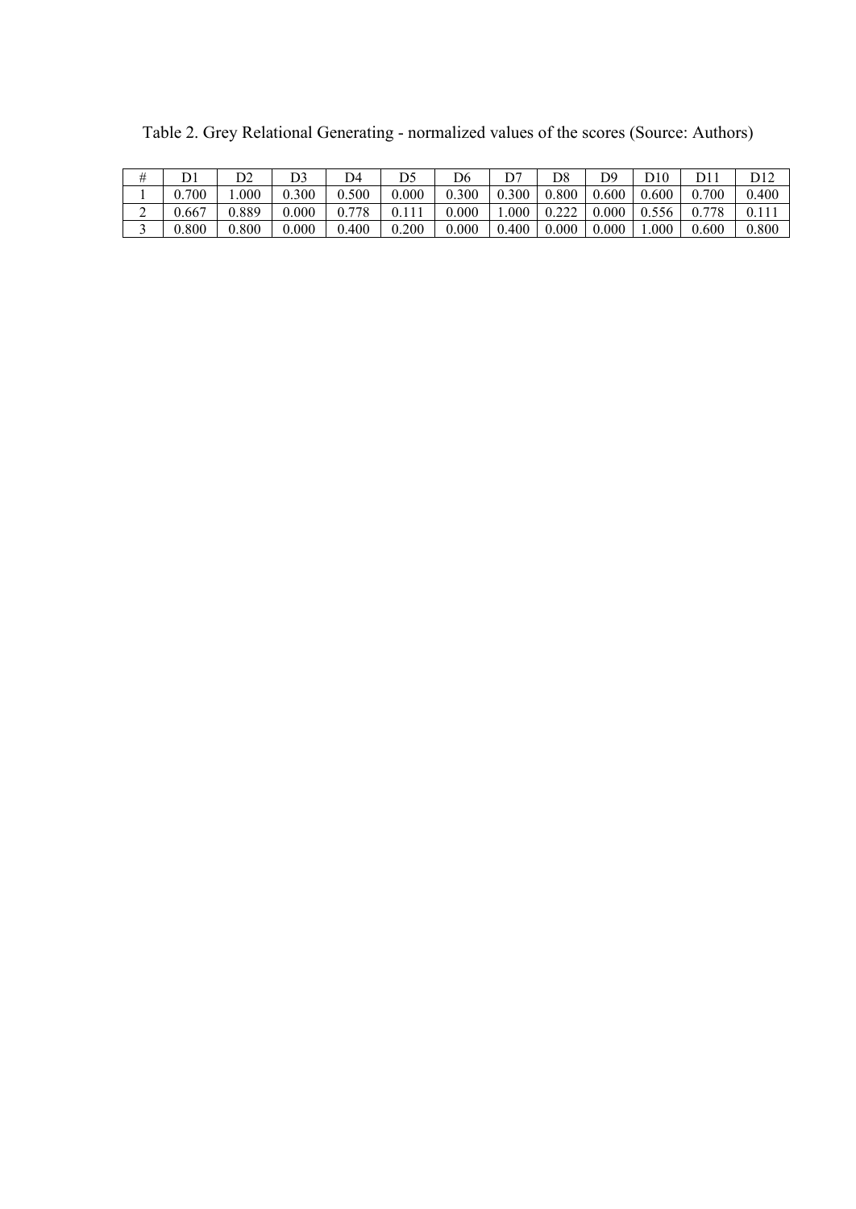Table 2. Grey Relational Generating - normalized values of the scores (Source: Authors)

| # | D1 | D2 | D3 | D4 | D5 | D6 | D7 | D8 | D9 | D10 | D11 | D12 |
|---|---|---|---|---|---|---|---|---|---|---|---|---|
| 1 | 0.700 | 1.000 | 0.300 | 0.500 | 0.000 | 0.300 | 0.300 | 0.800 | 0.600 | 0.600 | 0.700 | 0.400 |
| 2 | 0.667 | 0.889 | 0.000 | 0.778 | 0.111 | 0.000 | 1.000 | 0.222 | 0.000 | 0.556 | 0.778 | 0.111 |
| 3 | 0.800 | 0.800 | 0.000 | 0.400 | 0.200 | 0.000 | 0.400 | 0.000 | 0.000 | 1.000 | 0.600 | 0.800 |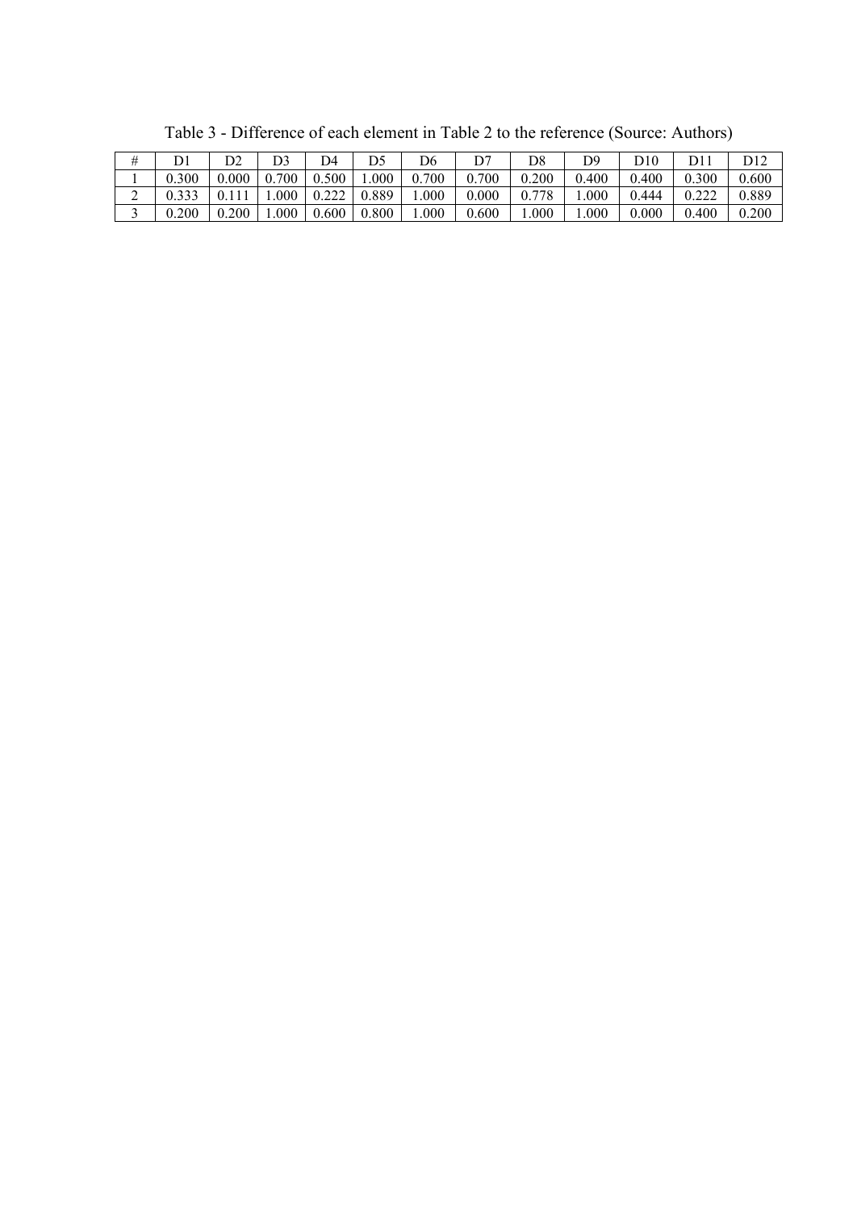Table 3 - Difference of each element in Table 2 to the reference (Source: Authors)

| # | D1 | D2 | D3 | D4 | D5 | D6 | D7 | D8 | D9 | D10 | D11 | D12 |
|---|---|---|---|---|---|---|---|---|---|---|---|---|
| 1 | 0.300 | 0.000 | 0.700 | 0.500 | 1.000 | 0.700 | 0.700 | 0.200 | 0.400 | 0.400 | 0.300 | 0.600 |
| 2 | 0.333 | 0.111 | 1.000 | 0.222 | 0.889 | 1.000 | 0.000 | 0.778 | 1.000 | 0.444 | 0.222 | 0.889 |
| 3 | 0.200 | 0.200 | 1.000 | 0.600 | 0.800 | 1.000 | 0.600 | 1.000 | 1.000 | 0.000 | 0.400 | 0.200 |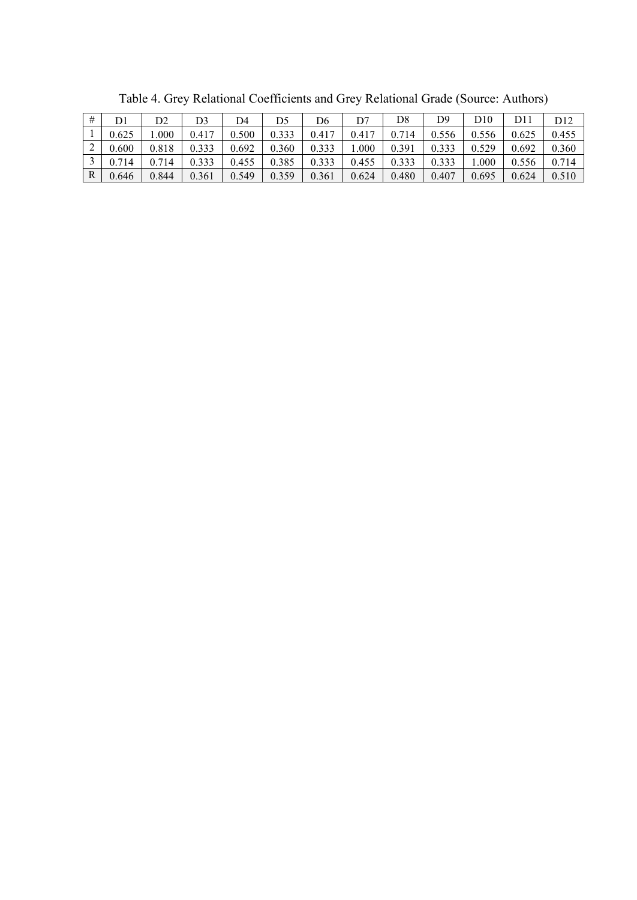Table 4. Grey Relational Coefficients and Grey Relational Grade (Source: Authors)

| # | D1 | D2 | D3 | D4 | D5 | D6 | D7 | D8 | D9 | D10 | D11 | D12 |
|---|---|---|---|---|---|---|---|---|---|---|---|---|
| 1 | 0.625 | 1.000 | 0.417 | 0.500 | 0.333 | 0.417 | 0.417 | 0.714 | 0.556 | 0.556 | 0.625 | 0.455 |
| 2 | 0.600 | 0.818 | 0.333 | 0.692 | 0.360 | 0.333 | 1.000 | 0.391 | 0.333 | 0.529 | 0.692 | 0.360 |
| 3 | 0.714 | 0.714 | 0.333 | 0.455 | 0.385 | 0.333 | 0.455 | 0.333 | 0.333 | 1.000 | 0.556 | 0.714 |
| R | 0.646 | 0.844 | 0.361 | 0.549 | 0.359 | 0.361 | 0.624 | 0.480 | 0.407 | 0.695 | 0.624 | 0.510 |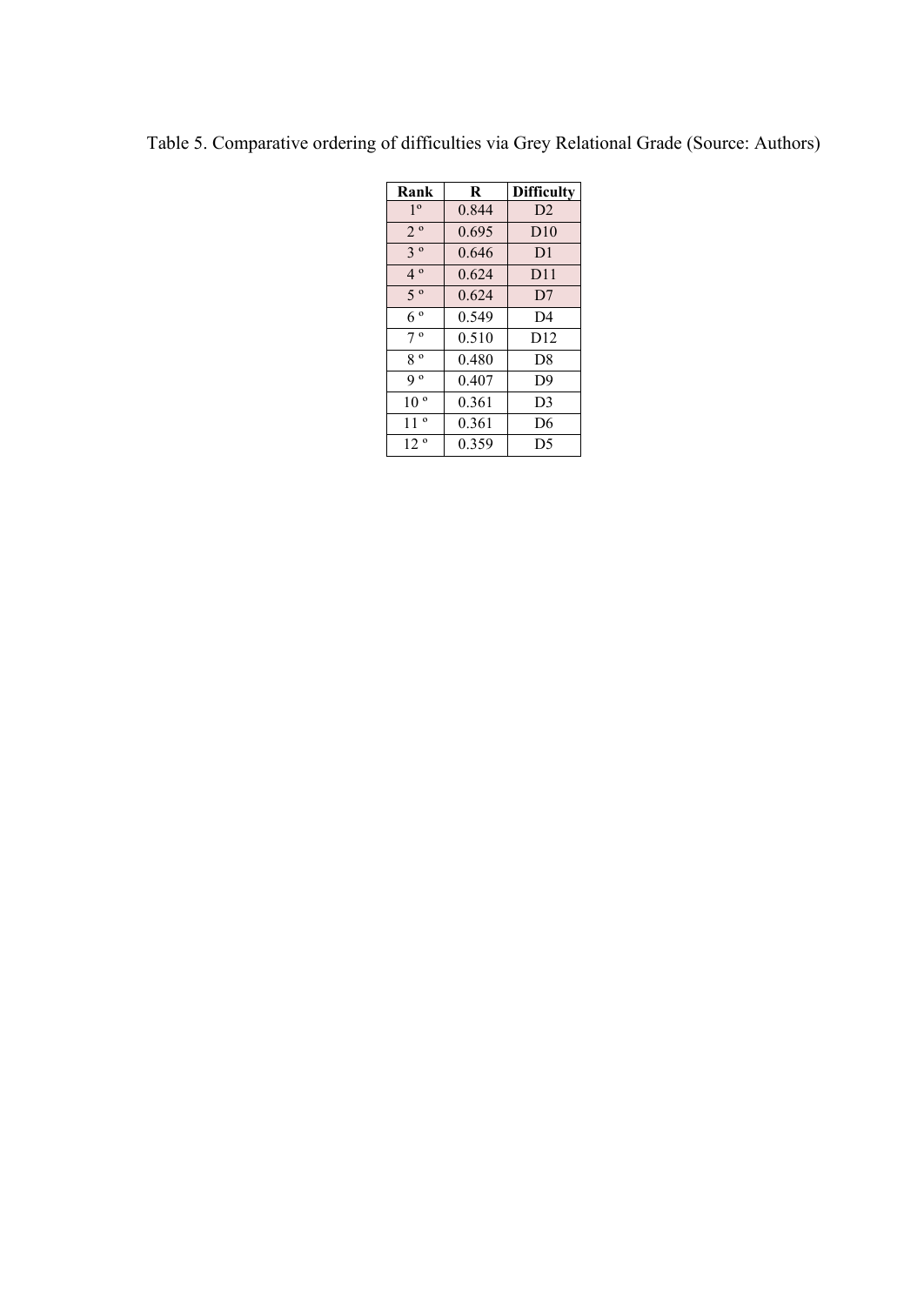Table 5. Comparative ordering of difficulties via Grey Relational Grade (Source: Authors)

| Rank | R | Difficulty |
|---|---|---|
| 1º | 0.844 | D2 |
| 2 º | 0.695 | D10 |
| 3 º | 0.646 | D1 |
| 4 º | 0.624 | D11 |
| 5 º | 0.624 | D7 |
| 6 º | 0.549 | D4 |
| 7 º | 0.510 | D12 |
| 8 º | 0.480 | D8 |
| 9 º | 0.407 | D9 |
| 10 º | 0.361 | D3 |
| 11 º | 0.361 | D6 |
| 12 º | 0.359 | D5 |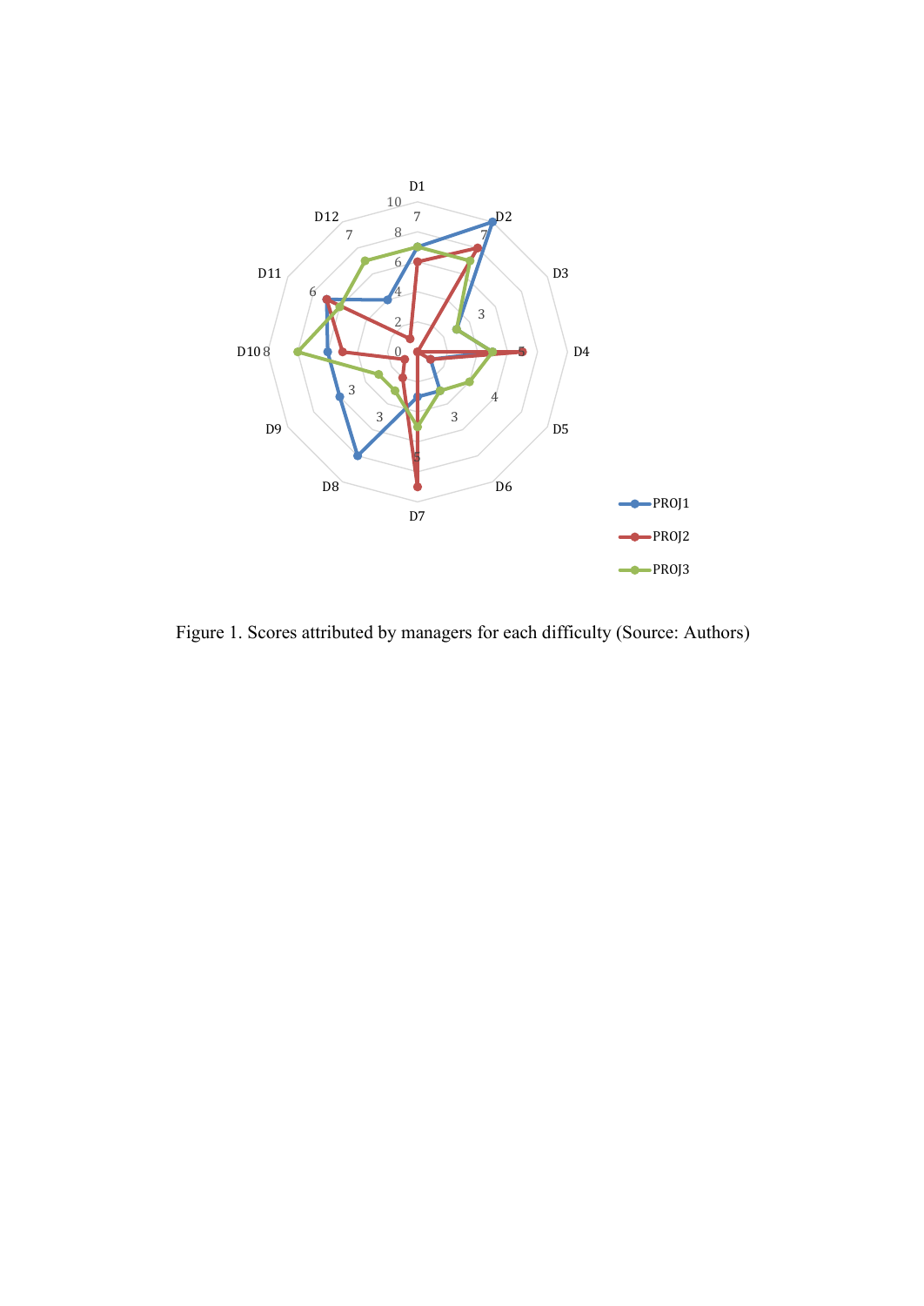D1
10
7
8
6
4
2
0
D2
7
D3
3
D4
5
D5
4
3
D6
D7
5
3
D8
3
D9
D10 8
D11
6
D12
7

PROJ1
PROJ2
PROJ3

Figure 1. Scores attributed by managers for each difficulty (Source: Authors)